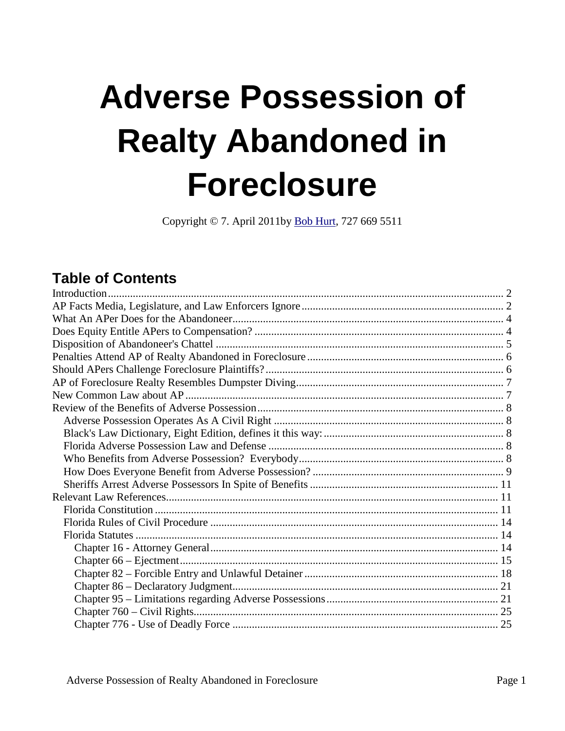# Adverse Possession of Realty Abandoned in Foreclosure

Copyright © 7. April 2011by [Bob Hurt](), 727 669 5511

## Table of Contents

Introduction .......... 2
AP Facts Media, Legislature, and Law Enforcers Ignore .......... 2
What An APer Does for the Abandoneer .......... 4
Does Equity Entitle APers to Compensation? .......... 4
Disposition of Abandoneer's Chattel .......... 5
Penalties Attend AP of Realty Abandoned in Foreclosure .......... 6
Should APers Challenge Foreclosure Plaintiffs? .......... 6
AP of Foreclosure Realty Resembles Dumpster Diving .......... 7
New Common Law about AP .......... 7
Review of the Benefits of Adverse Possession .......... 8
- Adverse Possession Operates As A Civil Right .......... 8
- Black's Law Dictionary, Eight Edition, defines it this way: .......... 8
- Florida Adverse Possession Law and Defense .......... 8
- Who Benefits from Adverse Possession? Everybody .......... 8
- How Does Everyone Benefit from Adverse Possession? .......... 9
- Sheriffs Arrest Adverse Possessors In Spite of Benefits .......... 11

Relevant Law References .......... 11
- Florida Constitution .......... 11
- Florida Rules of Civil Procedure .......... 14
- Florida Statutes .......... 14
  - Chapter 16 - Attorney General .......... 14
  - Chapter 66 – Ejectment .......... 15
  - Chapter 82 – Forcible Entry and Unlawful Detainer .......... 18
  - Chapter 86 – Declaratory Judgment .......... 21
  - Chapter 95 – Limitations regarding Adverse Possessions .......... 21
  - Chapter 760 – Civil Rights .......... 25
  - Chapter 776 - Use of Deadly Force .......... 25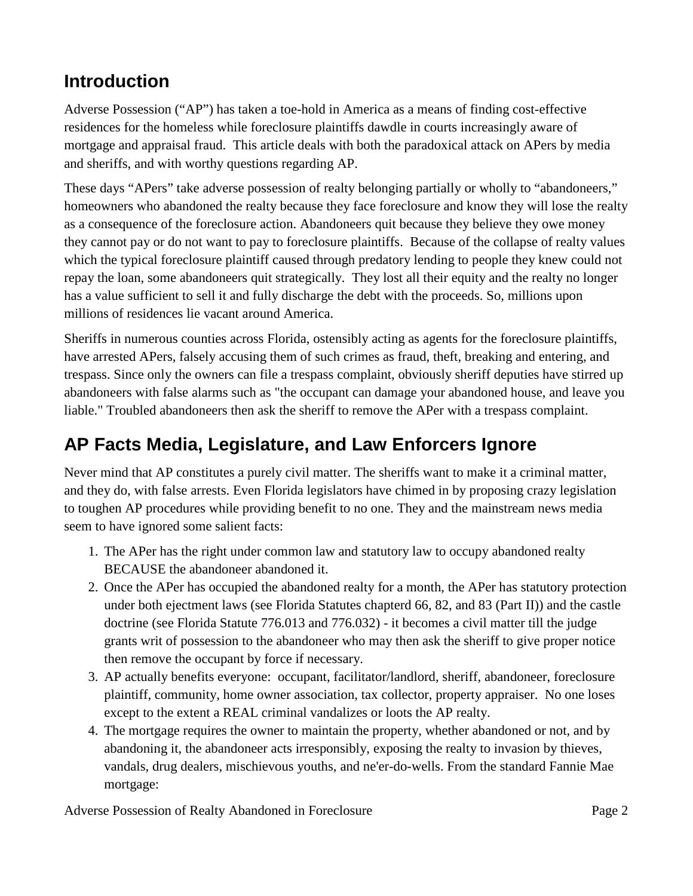## Introduction

Adverse Possession ("AP") has taken a toe-hold in America as a means of finding cost-effective residences for the homeless while foreclosure plaintiffs dawdle in courts increasingly aware of mortgage and appraisal fraud. This article deals with both the paradoxical attack on APers by media and sheriffs, and with worthy questions regarding AP.

These days "APers" take adverse possession of realty belonging partially or wholly to "abandoneers," homeowners who abandoned the realty because they face foreclosure and know they will lose the realty as a consequence of the foreclosure action. Abandoneers quit because they believe they owe money they cannot pay or do not want to pay to foreclosure plaintiffs. Because of the collapse of realty values which the typical foreclosure plaintiff caused through predatory lending to people they knew could not repay the loan, some abandoneers quit strategically. They lost all their equity and the realty no longer has a value sufficient to sell it and fully discharge the debt with the proceeds. So, millions upon millions of residences lie vacant around America.

Sheriffs in numerous counties across Florida, ostensibly acting as agents for the foreclosure plaintiffs, have arrested APers, falsely accusing them of such crimes as fraud, theft, breaking and entering, and trespass. Since only the owners can file a trespass complaint, obviously sheriff deputies have stirred up abandoneers with false alarms such as "the occupant can damage your abandoned house, and leave you liable." Troubled abandoneers then ask the sheriff to remove the APer with a trespass complaint.

## AP Facts Media, Legislature, and Law Enforcers Ignore

Never mind that AP constitutes a purely civil matter. The sheriffs want to make it a criminal matter, and they do, with false arrests. Even Florida legislators have chimed in by proposing crazy legislation to toughen AP procedures while providing benefit to no one. They and the mainstream news media seem to have ignored some salient facts:

1. The APer has the right under common law and statutory law to occupy abandoned realty BECAUSE the abandoneer abandoned it.
2. Once the APer has occupied the abandoned realty for a month, the APer has statutory protection under both ejectment laws (see Florida Statutes chapterd 66, 82, and 83 (Part II)) and the castle doctrine (see Florida Statute 776.013 and 776.032) - it becomes a civil matter till the judge grants writ of possession to the abandoneer who may then ask the sheriff to give proper notice then remove the occupant by force if necessary.
3. AP actually benefits everyone: occupant, facilitator/landlord, sheriff, abandoneer, foreclosure plaintiff, community, home owner association, tax collector, property appraiser. No one loses except to the extent a REAL criminal vandalizes or loots the AP realty.
4. The mortgage requires the owner to maintain the property, whether abandoned or not, and by abandoning it, the abandoneer acts irresponsibly, exposing the realty to invasion by thieves, vandals, drug dealers, mischievous youths, and ne'er-do-wells. From the standard Fannie Mae mortgage: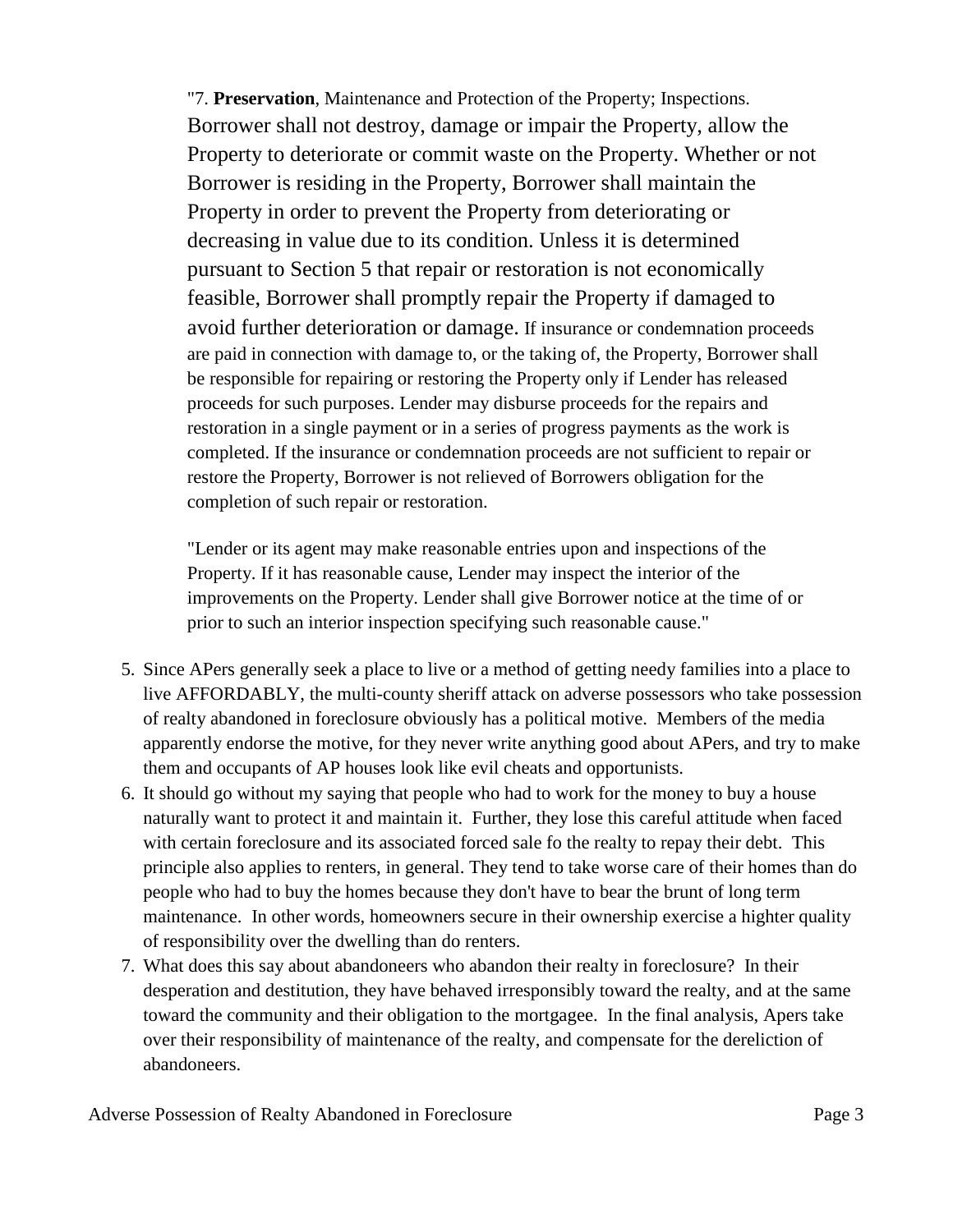"7. **Preservation**, Maintenance and Protection of the Property; Inspections. Borrower shall not destroy, damage or impair the Property, allow the Property to deteriorate or commit waste on the Property. Whether or not Borrower is residing in the Property, Borrower shall maintain the Property in order to prevent the Property from deteriorating or decreasing in value due to its condition. Unless it is determined pursuant to Section 5 that repair or restoration is not economically feasible, Borrower shall promptly repair the Property if damaged to avoid further deterioration or damage. If insurance or condemnation proceeds are paid in connection with damage to, or the taking of, the Property, Borrower shall be responsible for repairing or restoring the Property only if Lender has released proceeds for such purposes. Lender may disburse proceeds for the repairs and restoration in a single payment or in a series of progress payments as the work is completed. If the insurance or condemnation proceeds are not sufficient to repair or restore the Property, Borrower is not relieved of Borrowers obligation for the completion of such repair or restoration.

"Lender or its agent may make reasonable entries upon and inspections of the Property. If it has reasonable cause, Lender may inspect the interior of the improvements on the Property. Lender shall give Borrower notice at the time of or prior to such an interior inspection specifying such reasonable cause."

5. Since APers generally seek a place to live or a method of getting needy families into a place to live AFFORDABLY, the multi-county sheriff attack on adverse possessors who take possession of realty abandoned in foreclosure obviously has a political motive. Members of the media apparently endorse the motive, for they never write anything good about APers, and try to make them and occupants of AP houses look like evil cheats and opportunists.
6. It should go without my saying that people who had to work for the money to buy a house naturally want to protect it and maintain it. Further, they lose this careful attitude when faced with certain foreclosure and its associated forced sale fo the realty to repay their debt. This principle also applies to renters, in general. They tend to take worse care of their homes than do people who had to buy the homes because they don't have to bear the brunt of long term maintenance. In other words, homeowners secure in their ownership exercise a highter quality of responsibility over the dwelling than do renters.
7. What does this say about abandoneers who abandon their realty in foreclosure? In their desperation and destitution, they have behaved irresponsibly toward the realty, and at the same toward the community and their obligation to the mortgagee. In the final analysis, Apers take over their responsibility of maintenance of the realty, and compensate for the dereliction of abandoneers.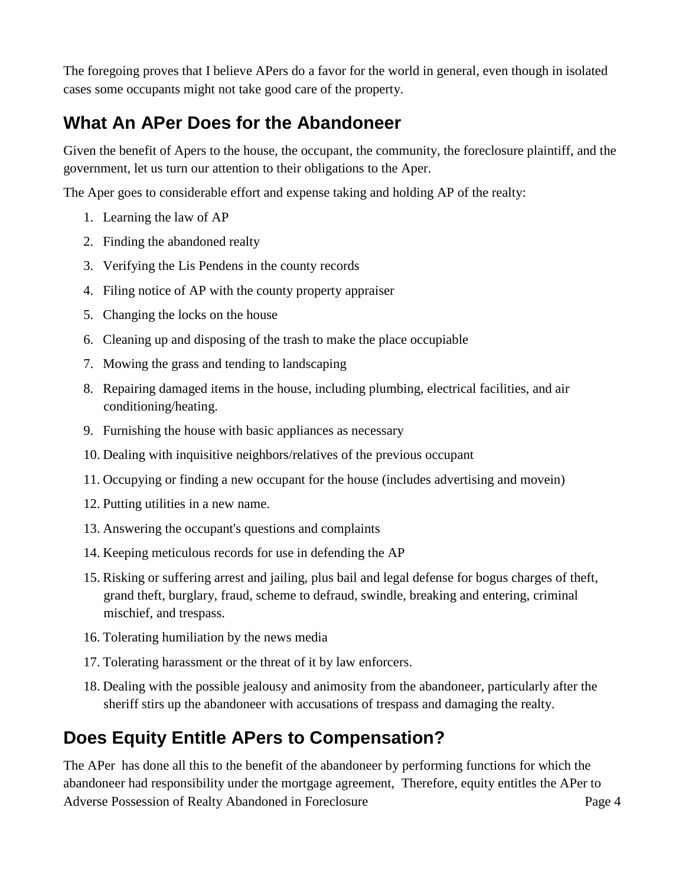The foregoing proves that I believe APers do a favor for the world in general, even though in isolated cases some occupants might not take good care of the property.

## What An APer Does for the Abandoneer

Given the benefit of Apers to the house, the occupant, the community, the foreclosure plaintiff, and the government, let us turn our attention to their obligations to the Aper.

The Aper goes to considerable effort and expense taking and holding AP of the realty:

1. Learning the law of AP
2. Finding the abandoned realty
3. Verifying the Lis Pendens in the county records
4. Filing notice of AP with the county property appraiser
5. Changing the locks on the house
6. Cleaning up and disposing of the trash to make the place occupiable
7. Mowing the grass and tending to landscaping
8. Repairing damaged items in the house, including plumbing, electrical facilities, and air conditioning/heating.
9. Furnishing the house with basic appliances as necessary
10. Dealing with inquisitive neighbors/relatives of the previous occupant
11. Occupying or finding a new occupant for the house (includes advertising and movein)
12. Putting utilities in a new name.
13. Answering the occupant's questions and complaints
14. Keeping meticulous records for use in defending the AP
15. Risking or suffering arrest and jailing, plus bail and legal defense for bogus charges of theft, grand theft, burglary, fraud, scheme to defraud, swindle, breaking and entering, criminal mischief, and trespass.
16. Tolerating humiliation by the news media
17. Tolerating harassment or the threat of it by law enforcers.
18. Dealing with the possible jealousy and animosity from the abandoneer, particularly after the sheriff stirs up the abandoneer with accusations of trespass and damaging the realty.

## Does Equity Entitle APers to Compensation?

The APer has done all this to the benefit of the abandoneer by performing functions for which the abandoneer had responsibility under the mortgage agreement, Therefore, equity entitles the APer to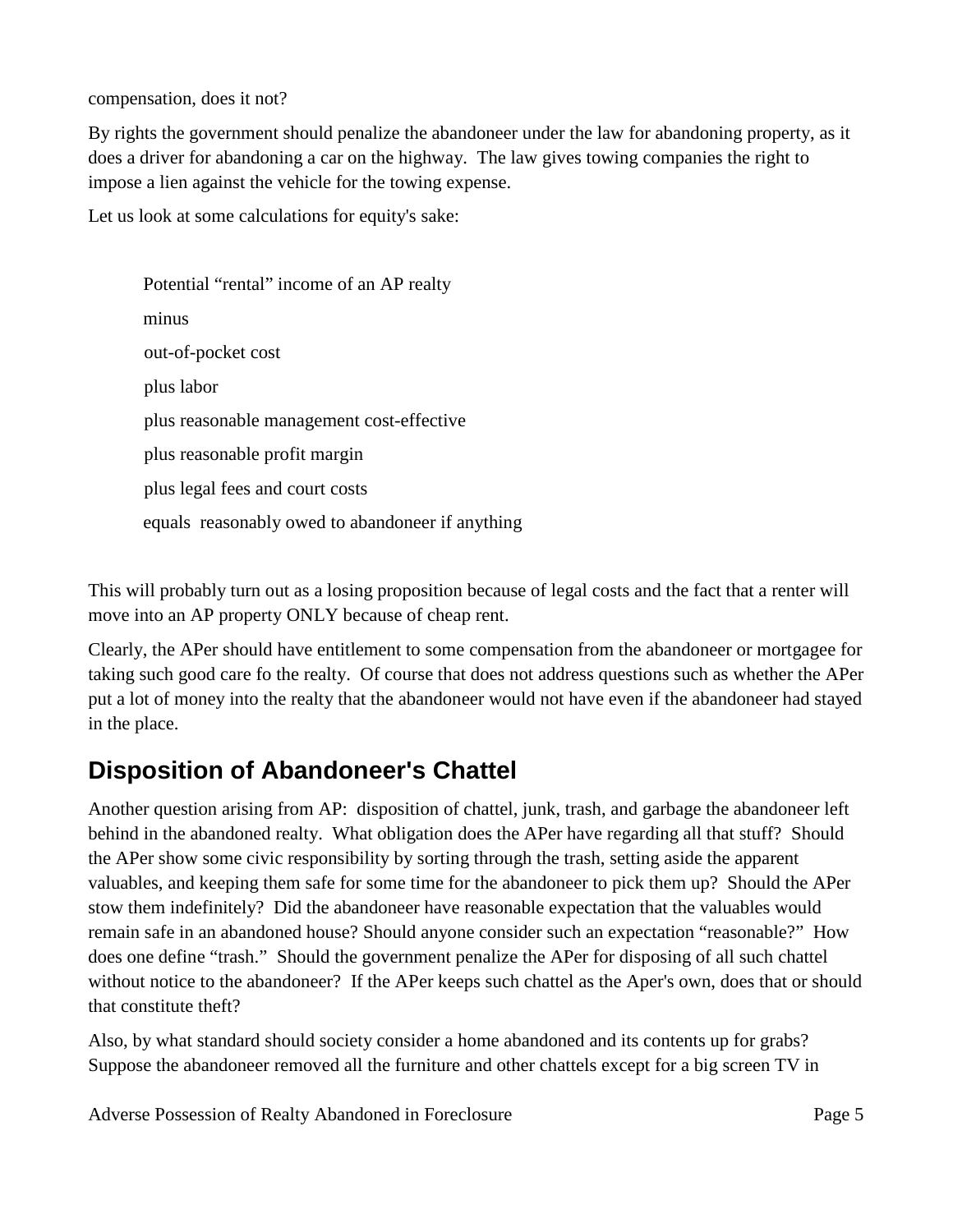compensation, does it not?

By rights the government should penalize the abandoneer under the law for abandoning property, as it does a driver for abandoning a car on the highway. The law gives towing companies the right to impose a lien against the vehicle for the towing expense.

Let us look at some calculations for equity's sake:

> Potential “rental” income of an AP realty
>
> minus
>
> out-of-pocket cost
>
> plus labor
>
> plus reasonable management cost-effective
>
> plus reasonable profit margin
>
> plus legal fees and court costs
>
> equals reasonably owed to abandoneer if anything

This will probably turn out as a losing proposition because of legal costs and the fact that a renter will move into an AP property ONLY because of cheap rent.

Clearly, the APer should have entitlement to some compensation from the abandoneer or mortgagee for taking such good care fo the realty. Of course that does not address questions such as whether the APer put a lot of money into the realty that the abandoneer would not have even if the abandoneer had stayed in the place.

## Disposition of Abandoneer's Chattel

Another question arising from AP: disposition of chattel, junk, trash, and garbage the abandoneer left behind in the abandoned realty. What obligation does the APer have regarding all that stuff? Should the APer show some civic responsibility by sorting through the trash, setting aside the apparent valuables, and keeping them safe for some time for the abandoneer to pick them up? Should the APer stow them indefinitely? Did the abandoneer have reasonable expectation that the valuables would remain safe in an abandoned house? Should anyone consider such an expectation “reasonable?” How does one define “trash.” Should the government penalize the APer for disposing of all such chattel without notice to the abandoneer? If the APer keeps such chattel as the Aper's own, does that or should that constitute theft?

Also, by what standard should society consider a home abandoned and its contents up for grabs? Suppose the abandoneer removed all the furniture and other chattels except for a big screen TV in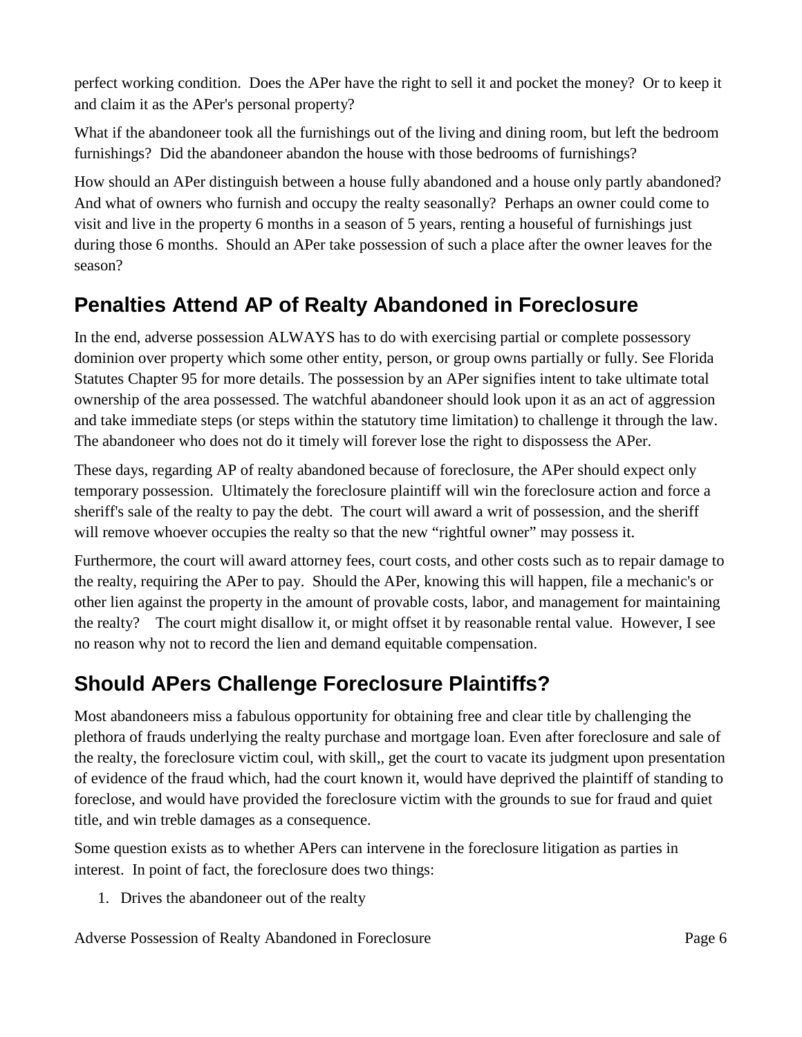perfect working condition. Does the APer have the right to sell it and pocket the money? Or to keep it and claim it as the APer's personal property?

What if the abandoneer took all the furnishings out of the living and dining room, but left the bedroom furnishings? Did the abandoneer abandon the house with those bedrooms of furnishings?

How should an APer distinguish between a house fully abandoned and a house only partly abandoned? And what of owners who furnish and occupy the realty seasonally? Perhaps an owner could come to visit and live in the property 6 months in a season of 5 years, renting a houseful of furnishings just during those 6 months. Should an APer take possession of such a place after the owner leaves for the season?

## Penalties Attend AP of Realty Abandoned in Foreclosure

In the end, adverse possession ALWAYS has to do with exercising partial or complete possessory dominion over property which some other entity, person, or group owns partially or fully. See Florida Statutes Chapter 95 for more details. The possession by an APer signifies intent to take ultimate total ownership of the area possessed. The watchful abandoneer should look upon it as an act of aggression and take immediate steps (or steps within the statutory time limitation) to challenge it through the law. The abandoneer who does not do it timely will forever lose the right to dispossess the APer.

These days, regarding AP of realty abandoned because of foreclosure, the APer should expect only temporary possession. Ultimately the foreclosure plaintiff will win the foreclosure action and force a sheriff's sale of the realty to pay the debt. The court will award a writ of possession, and the sheriff will remove whoever occupies the realty so that the new "rightful owner" may possess it.

Furthermore, the court will award attorney fees, court costs, and other costs such as to repair damage to the realty, requiring the APer to pay. Should the APer, knowing this will happen, file a mechanic's or other lien against the property in the amount of provable costs, labor, and management for maintaining the realty? The court might disallow it, or might offset it by reasonable rental value. However, I see no reason why not to record the lien and demand equitable compensation.

## Should APers Challenge Foreclosure Plaintiffs?

Most abandoneers miss a fabulous opportunity for obtaining free and clear title by challenging the plethora of frauds underlying the realty purchase and mortgage loan. Even after foreclosure and sale of the realty, the foreclosure victim coul, with skill,, get the court to vacate its judgment upon presentation of evidence of the fraud which, had the court known it, would have deprived the plaintiff of standing to foreclose, and would have provided the foreclosure victim with the grounds to sue for fraud and quiet title, and win treble damages as a consequence.

Some question exists as to whether APers can intervene in the foreclosure litigation as parties in interest. In point of fact, the foreclosure does two things:

1. Drives the abandoneer out of the realty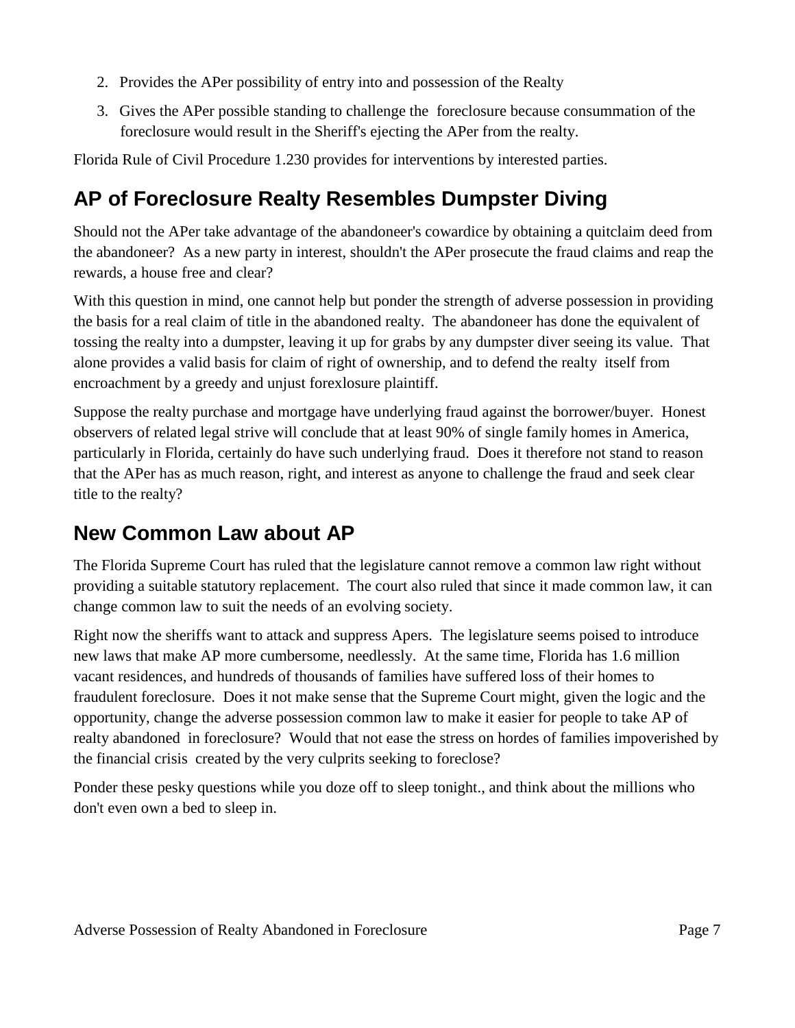2. Provides the APer possibility of entry into and possession of the Realty
3. Gives the APer possible standing to challenge the foreclosure because consummation of the foreclosure would result in the Sheriff's ejecting the APer from the realty.

Florida Rule of Civil Procedure 1.230 provides for interventions by interested parties.

## AP of Foreclosure Realty Resembles Dumpster Diving

Should not the APer take advantage of the abandoneer's cowardice by obtaining a quitclaim deed from the abandoneer? As a new party in interest, shouldn't the APer prosecute the fraud claims and reap the rewards, a house free and clear?

With this question in mind, one cannot help but ponder the strength of adverse possession in providing the basis for a real claim of title in the abandoned realty. The abandoneer has done the equivalent of tossing the realty into a dumpster, leaving it up for grabs by any dumpster diver seeing its value. That alone provides a valid basis for claim of right of ownership, and to defend the realty itself from encroachment by a greedy and unjust forexlosure plaintiff.

Suppose the realty purchase and mortgage have underlying fraud against the borrower/buyer. Honest observers of related legal strive will conclude that at least 90% of single family homes in America, particularly in Florida, certainly do have such underlying fraud. Does it therefore not stand to reason that the APer has as much reason, right, and interest as anyone to challenge the fraud and seek clear title to the realty?

## New Common Law about AP

The Florida Supreme Court has ruled that the legislature cannot remove a common law right without providing a suitable statutory replacement. The court also ruled that since it made common law, it can change common law to suit the needs of an evolving society.

Right now the sheriffs want to attack and suppress Apers. The legislature seems poised to introduce new laws that make AP more cumbersome, needlessly. At the same time, Florida has 1.6 million vacant residences, and hundreds of thousands of families have suffered loss of their homes to fraudulent foreclosure. Does it not make sense that the Supreme Court might, given the logic and the opportunity, change the adverse possession common law to make it easier for people to take AP of realty abandoned in foreclosure? Would that not ease the stress on hordes of families impoverished by the financial crisis created by the very culprits seeking to foreclose?

Ponder these pesky questions while you doze off to sleep tonight., and think about the millions who don't even own a bed to sleep in.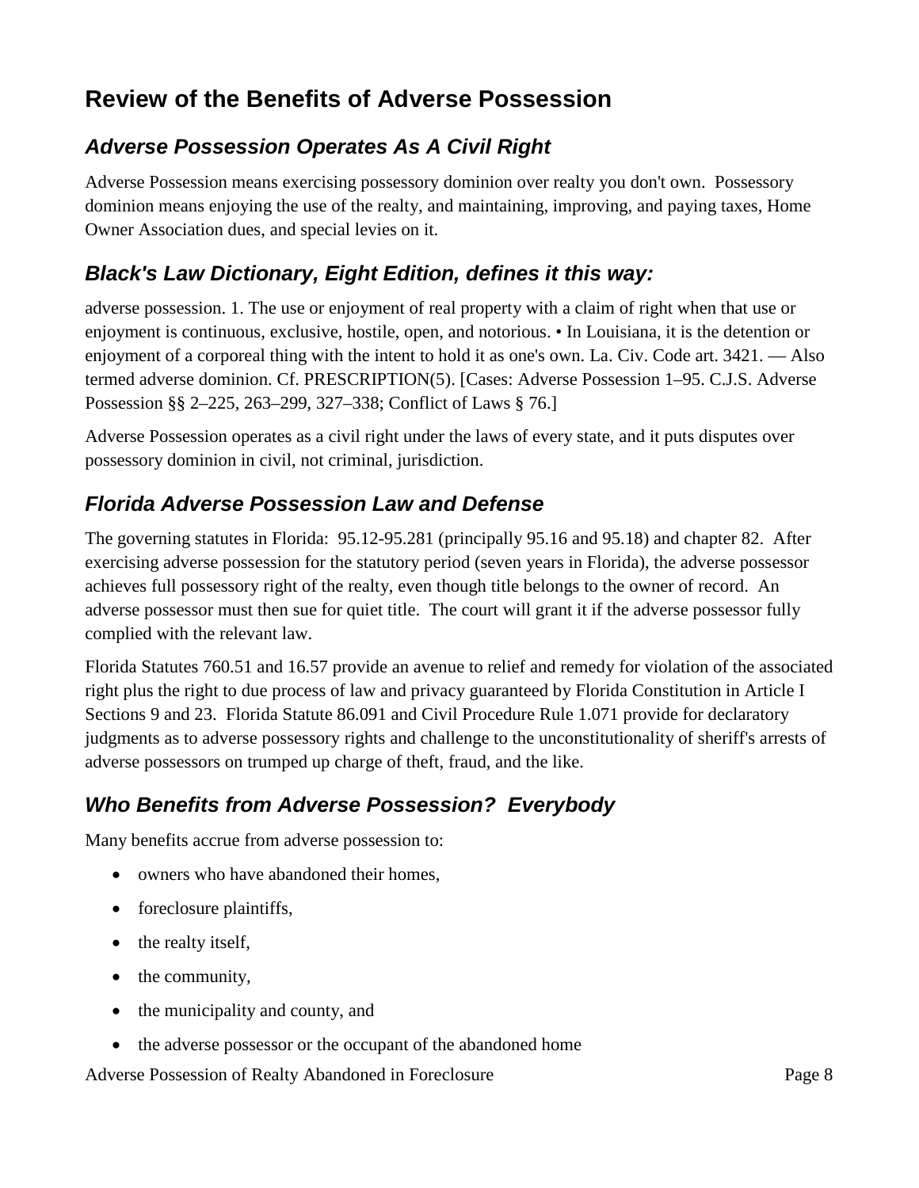# Review of the Benefits of Adverse Possession

## *Adverse Possession Operates As A Civil Right*

Adverse Possession means exercising possessory dominion over realty you don't own. Possessory dominion means enjoying the use of the realty, and maintaining, improving, and paying taxes, Home Owner Association dues, and special levies on it.

## *Black's Law Dictionary, Eight Edition, defines it this way:*

adverse possession. 1. The use or enjoyment of real property with a claim of right when that use or enjoyment is continuous, exclusive, hostile, open, and notorious. • In Louisiana, it is the detention or enjoyment of a corporeal thing with the intent to hold it as one's own. La. Civ. Code art. 3421. — Also termed adverse dominion. Cf. PRESCRIPTION(5). [Cases: Adverse Possession 1–95. C.J.S. Adverse Possession §§ 2–225, 263–299, 327–338; Conflict of Laws § 76.]

Adverse Possession operates as a civil right under the laws of every state, and it puts disputes over possessory dominion in civil, not criminal, jurisdiction.

## *Florida Adverse Possession Law and Defense*

The governing statutes in Florida: 95.12-95.281 (principally 95.16 and 95.18) and chapter 82. After exercising adverse possession for the statutory period (seven years in Florida), the adverse possessor achieves full possessory right of the realty, even though title belongs to the owner of record. An adverse possessor must then sue for quiet title. The court will grant it if the adverse possessor fully complied with the relevant law.

Florida Statutes 760.51 and 16.57 provide an avenue to relief and remedy for violation of the associated right plus the right to due process of law and privacy guaranteed by Florida Constitution in Article I Sections 9 and 23. Florida Statute 86.091 and Civil Procedure Rule 1.071 provide for declaratory judgments as to adverse possessory rights and challenge to the unconstitutionality of sheriff's arrests of adverse possessors on trumped up charge of theft, fraud, and the like.

## *Who Benefits from Adverse Possession? Everybody*

Many benefits accrue from adverse possession to:

- owners who have abandoned their homes,
- foreclosure plaintiffs,
- the realty itself,
- the community,
- the municipality and county, and
- the adverse possessor or the occupant of the abandoned home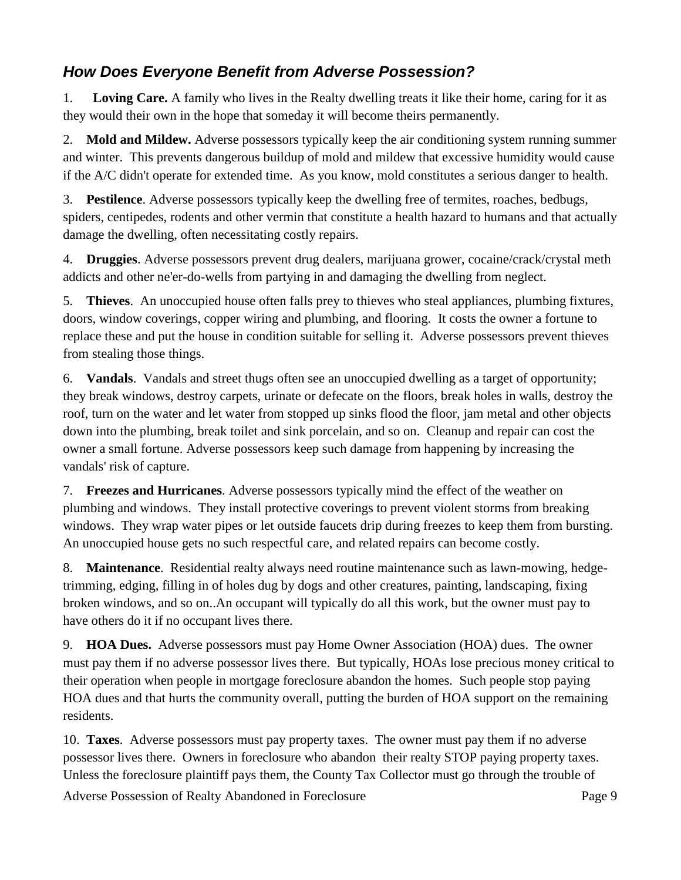### *How Does Everyone Benefit from Adverse Possession?*

1. **Loving Care.** A family who lives in the Realty dwelling treats it like their home, caring for it as they would their own in the hope that someday it will become theirs permanently.

2. **Mold and Mildew.** Adverse possessors typically keep the air conditioning system running summer and winter. This prevents dangerous buildup of mold and mildew that excessive humidity would cause if the A/C didn't operate for extended time. As you know, mold constitutes a serious danger to health.

3. **Pestilence**. Adverse possessors typically keep the dwelling free of termites, roaches, bedbugs, spiders, centipedes, rodents and other vermin that constitute a health hazard to humans and that actually damage the dwelling, often necessitating costly repairs.

4. **Druggies**. Adverse possessors prevent drug dealers, marijuana grower, cocaine/crack/crystal meth addicts and other ne'er-do-wells from partying in and damaging the dwelling from neglect.

5. **Thieves**. An unoccupied house often falls prey to thieves who steal appliances, plumbing fixtures, doors, window coverings, copper wiring and plumbing, and flooring. It costs the owner a fortune to replace these and put the house in condition suitable for selling it. Adverse possessors prevent thieves from stealing those things.

6. **Vandals**. Vandals and street thugs often see an unoccupied dwelling as a target of opportunity; they break windows, destroy carpets, urinate or defecate on the floors, break holes in walls, destroy the roof, turn on the water and let water from stopped up sinks flood the floor, jam metal and other objects down into the plumbing, break toilet and sink porcelain, and so on. Cleanup and repair can cost the owner a small fortune. Adverse possessors keep such damage from happening by increasing the vandals' risk of capture.

7. **Freezes and Hurricanes**. Adverse possessors typically mind the effect of the weather on plumbing and windows. They install protective coverings to prevent violent storms from breaking windows. They wrap water pipes or let outside faucets drip during freezes to keep them from bursting. An unoccupied house gets no such respectful care, and related repairs can become costly.

8. **Maintenance**. Residential realty always need routine maintenance such as lawn-mowing, hedge-trimming, edging, filling in of holes dug by dogs and other creatures, painting, landscaping, fixing broken windows, and so on..An occupant will typically do all this work, but the owner must pay to have others do it if no occupant lives there.

9. **HOA Dues.** Adverse possessors must pay Home Owner Association (HOA) dues. The owner must pay them if no adverse possessor lives there. But typically, HOAs lose precious money critical to their operation when people in mortgage foreclosure abandon the homes. Such people stop paying HOA dues and that hurts the community overall, putting the burden of HOA support on the remaining residents.

10. **Taxes**. Adverse possessors must pay property taxes. The owner must pay them if no adverse possessor lives there. Owners in foreclosure who abandon their realty STOP paying property taxes. Unless the foreclosure plaintiff pays them, the County Tax Collector must go through the trouble of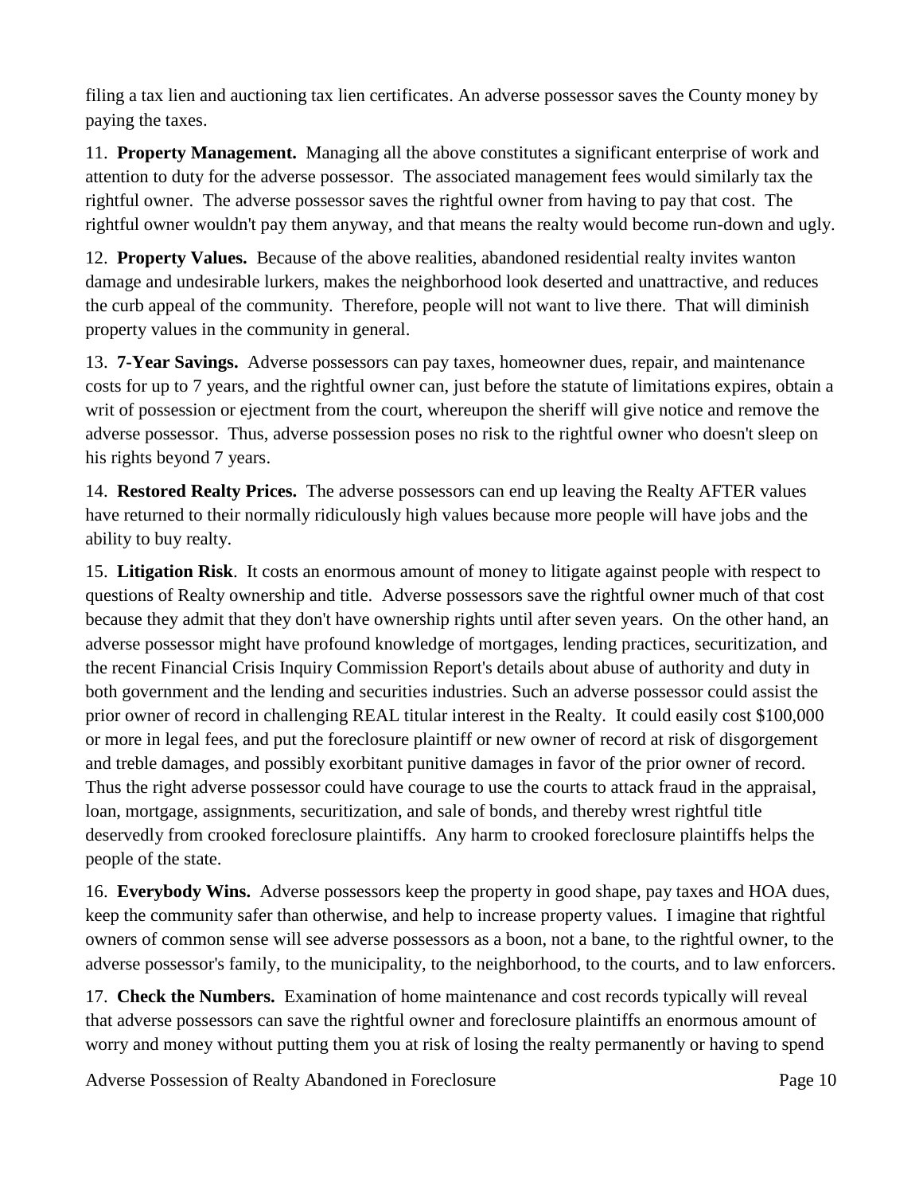filing a tax lien and auctioning tax lien certificates. An adverse possessor saves the County money by paying the taxes.

11. **Property Management.** Managing all the above constitutes a significant enterprise of work and attention to duty for the adverse possessor. The associated management fees would similarly tax the rightful owner. The adverse possessor saves the rightful owner from having to pay that cost. The rightful owner wouldn't pay them anyway, and that means the realty would become run-down and ugly.

12. **Property Values.** Because of the above realities, abandoned residential realty invites wanton damage and undesirable lurkers, makes the neighborhood look deserted and unattractive, and reduces the curb appeal of the community. Therefore, people will not want to live there. That will diminish property values in the community in general.

13. **7-Year Savings.** Adverse possessors can pay taxes, homeowner dues, repair, and maintenance costs for up to 7 years, and the rightful owner can, just before the statute of limitations expires, obtain a writ of possession or ejectment from the court, whereupon the sheriff will give notice and remove the adverse possessor. Thus, adverse possession poses no risk to the rightful owner who doesn't sleep on his rights beyond 7 years.

14. **Restored Realty Prices.** The adverse possessors can end up leaving the Realty AFTER values have returned to their normally ridiculously high values because more people will have jobs and the ability to buy realty.

15. **Litigation Risk**. It costs an enormous amount of money to litigate against people with respect to questions of Realty ownership and title. Adverse possessors save the rightful owner much of that cost because they admit that they don't have ownership rights until after seven years. On the other hand, an adverse possessor might have profound knowledge of mortgages, lending practices, securitization, and the recent Financial Crisis Inquiry Commission Report's details about abuse of authority and duty in both government and the lending and securities industries. Such an adverse possessor could assist the prior owner of record in challenging REAL titular interest in the Realty. It could easily cost $100,000 or more in legal fees, and put the foreclosure plaintiff or new owner of record at risk of disgorgement and treble damages, and possibly exorbitant punitive damages in favor of the prior owner of record. Thus the right adverse possessor could have courage to use the courts to attack fraud in the appraisal, loan, mortgage, assignments, securitization, and sale of bonds, and thereby wrest rightful title deservedly from crooked foreclosure plaintiffs. Any harm to crooked foreclosure plaintiffs helps the people of the state.

16. **Everybody Wins.** Adverse possessors keep the property in good shape, pay taxes and HOA dues, keep the community safer than otherwise, and help to increase property values. I imagine that rightful owners of common sense will see adverse possessors as a boon, not a bane, to the rightful owner, to the adverse possessor's family, to the municipality, to the neighborhood, to the courts, and to law enforcers.

17. **Check the Numbers.** Examination of home maintenance and cost records typically will reveal that adverse possessors can save the rightful owner and foreclosure plaintiffs an enormous amount of worry and money without putting them you at risk of losing the realty permanently or having to spend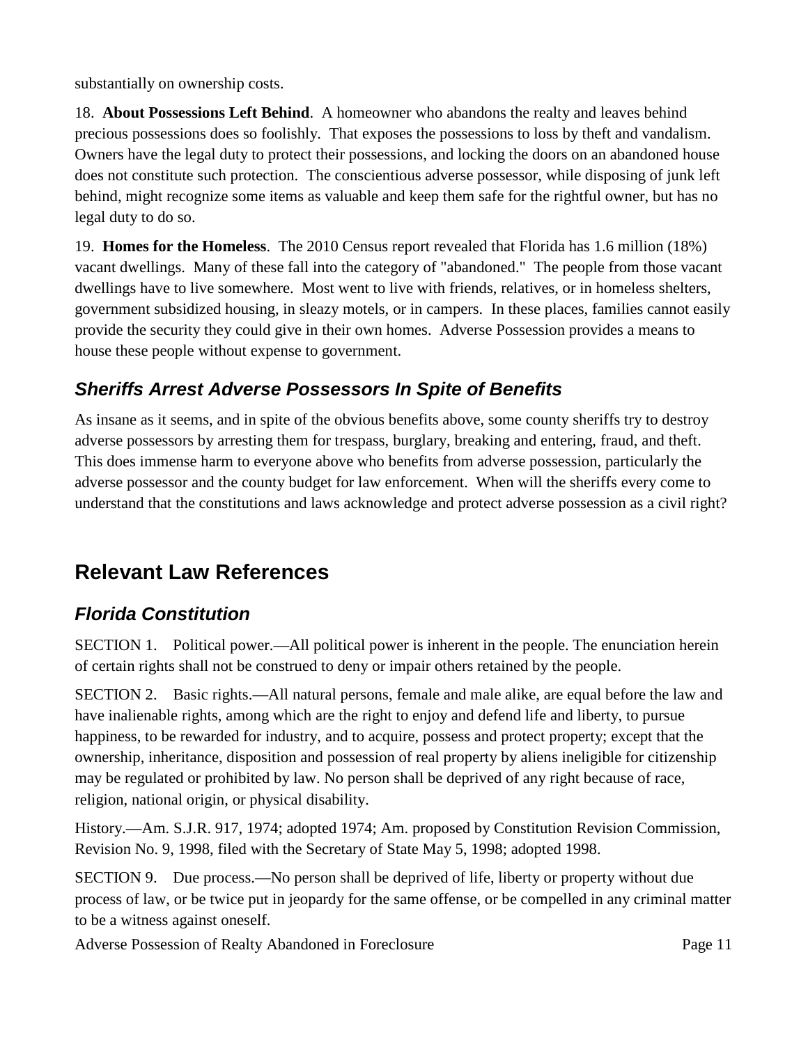substantially on ownership costs.

18. **About Possessions Left Behind**. A homeowner who abandons the realty and leaves behind precious possessions does so foolishly. That exposes the possessions to loss by theft and vandalism. Owners have the legal duty to protect their possessions, and locking the doors on an abandoned house does not constitute such protection. The conscientious adverse possessor, while disposing of junk left behind, might recognize some items as valuable and keep them safe for the rightful owner, but has no legal duty to do so.

19. **Homes for the Homeless**. The 2010 Census report revealed that Florida has 1.6 million (18%) vacant dwellings. Many of these fall into the category of "abandoned." The people from those vacant dwellings have to live somewhere. Most went to live with friends, relatives, or in homeless shelters, government subsidized housing, in sleazy motels, or in campers. In these places, families cannot easily provide the security they could give in their own homes. Adverse Possession provides a means to house these people without expense to government.

### *Sheriffs Arrest Adverse Possessors In Spite of Benefits*

As insane as it seems, and in spite of the obvious benefits above, some county sheriffs try to destroy adverse possessors by arresting them for trespass, burglary, breaking and entering, fraud, and theft. This does immense harm to everyone above who benefits from adverse possession, particularly the adverse possessor and the county budget for law enforcement. When will the sheriffs every come to understand that the constitutions and laws acknowledge and protect adverse possession as a civil right?

## Relevant Law References

### *Florida Constitution*

SECTION 1. Political power.—All political power is inherent in the people. The enunciation herein of certain rights shall not be construed to deny or impair others retained by the people.

SECTION 2. Basic rights.—All natural persons, female and male alike, are equal before the law and have inalienable rights, among which are the right to enjoy and defend life and liberty, to pursue happiness, to be rewarded for industry, and to acquire, possess and protect property; except that the ownership, inheritance, disposition and possession of real property by aliens ineligible for citizenship may be regulated or prohibited by law. No person shall be deprived of any right because of race, religion, national origin, or physical disability.

History.—Am. S.J.R. 917, 1974; adopted 1974; Am. proposed by Constitution Revision Commission, Revision No. 9, 1998, filed with the Secretary of State May 5, 1998; adopted 1998.

SECTION 9. Due process.—No person shall be deprived of life, liberty or property without due process of law, or be twice put in jeopardy for the same offense, or be compelled in any criminal matter to be a witness against oneself.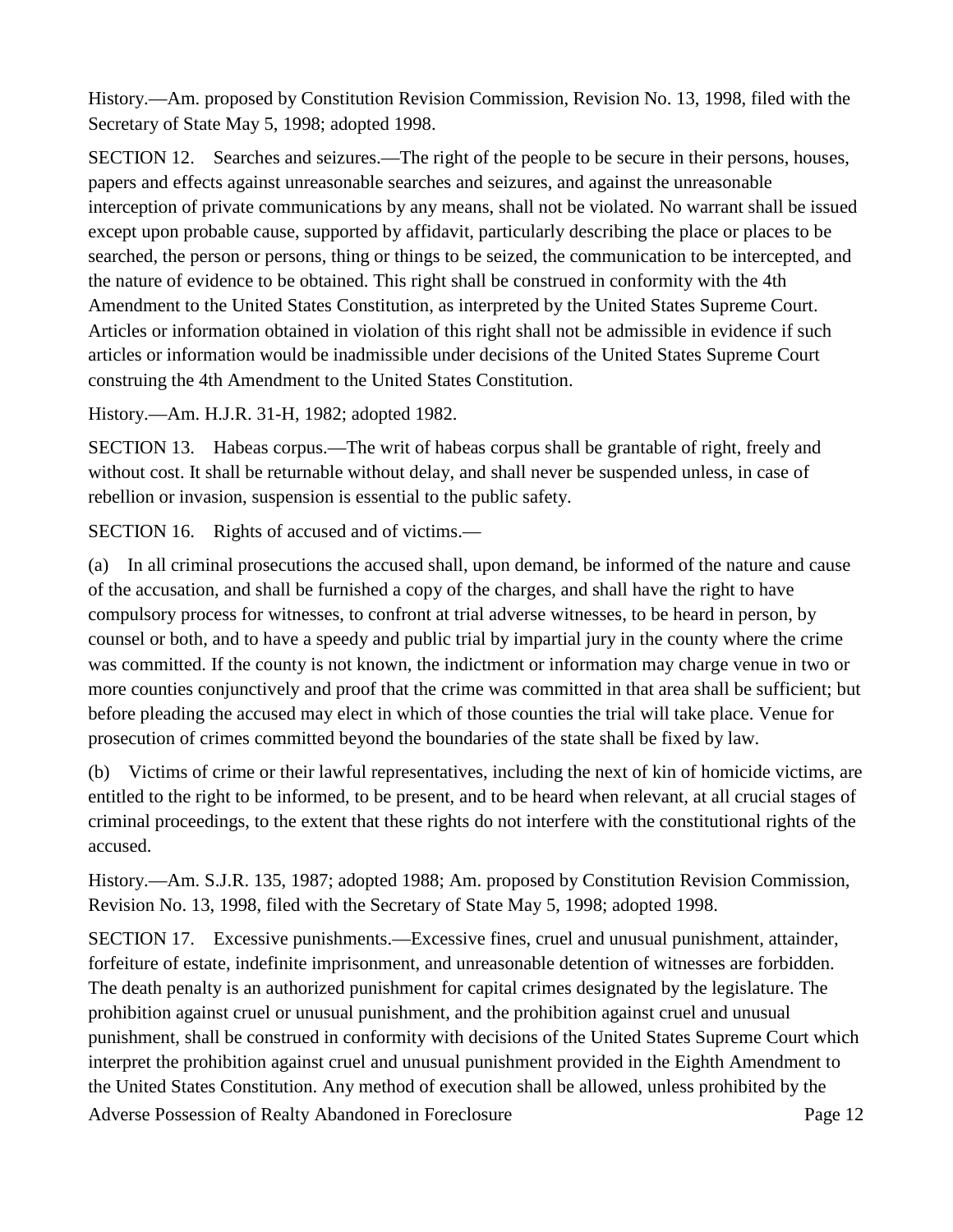History.—Am. proposed by Constitution Revision Commission, Revision No. 13, 1998, filed with the Secretary of State May 5, 1998; adopted 1998.

SECTION 12. Searches and seizures.—The right of the people to be secure in their persons, houses, papers and effects against unreasonable searches and seizures, and against the unreasonable interception of private communications by any means, shall not be violated. No warrant shall be issued except upon probable cause, supported by affidavit, particularly describing the place or places to be searched, the person or persons, thing or things to be seized, the communication to be intercepted, and the nature of evidence to be obtained. This right shall be construed in conformity with the 4th Amendment to the United States Constitution, as interpreted by the United States Supreme Court. Articles or information obtained in violation of this right shall not be admissible in evidence if such articles or information would be inadmissible under decisions of the United States Supreme Court construing the 4th Amendment to the United States Constitution.

History.—Am. H.J.R. 31-H, 1982; adopted 1982.

SECTION 13. Habeas corpus.—The writ of habeas corpus shall be grantable of right, freely and without cost. It shall be returnable without delay, and shall never be suspended unless, in case of rebellion or invasion, suspension is essential to the public safety.

SECTION 16. Rights of accused and of victims.—

(a) In all criminal prosecutions the accused shall, upon demand, be informed of the nature and cause of the accusation, and shall be furnished a copy of the charges, and shall have the right to have compulsory process for witnesses, to confront at trial adverse witnesses, to be heard in person, by counsel or both, and to have a speedy and public trial by impartial jury in the county where the crime was committed. If the county is not known, the indictment or information may charge venue in two or more counties conjunctively and proof that the crime was committed in that area shall be sufficient; but before pleading the accused may elect in which of those counties the trial will take place. Venue for prosecution of crimes committed beyond the boundaries of the state shall be fixed by law.

(b) Victims of crime or their lawful representatives, including the next of kin of homicide victims, are entitled to the right to be informed, to be present, and to be heard when relevant, at all crucial stages of criminal proceedings, to the extent that these rights do not interfere with the constitutional rights of the accused.

History.—Am. S.J.R. 135, 1987; adopted 1988; Am. proposed by Constitution Revision Commission, Revision No. 13, 1998, filed with the Secretary of State May 5, 1998; adopted 1998.

SECTION 17. Excessive punishments.—Excessive fines, cruel and unusual punishment, attainder, forfeiture of estate, indefinite imprisonment, and unreasonable detention of witnesses are forbidden. The death penalty is an authorized punishment for capital crimes designated by the legislature. The prohibition against cruel or unusual punishment, and the prohibition against cruel and unusual punishment, shall be construed in conformity with decisions of the United States Supreme Court which interpret the prohibition against cruel and unusual punishment provided in the Eighth Amendment to the United States Constitution. Any method of execution shall be allowed, unless prohibited by the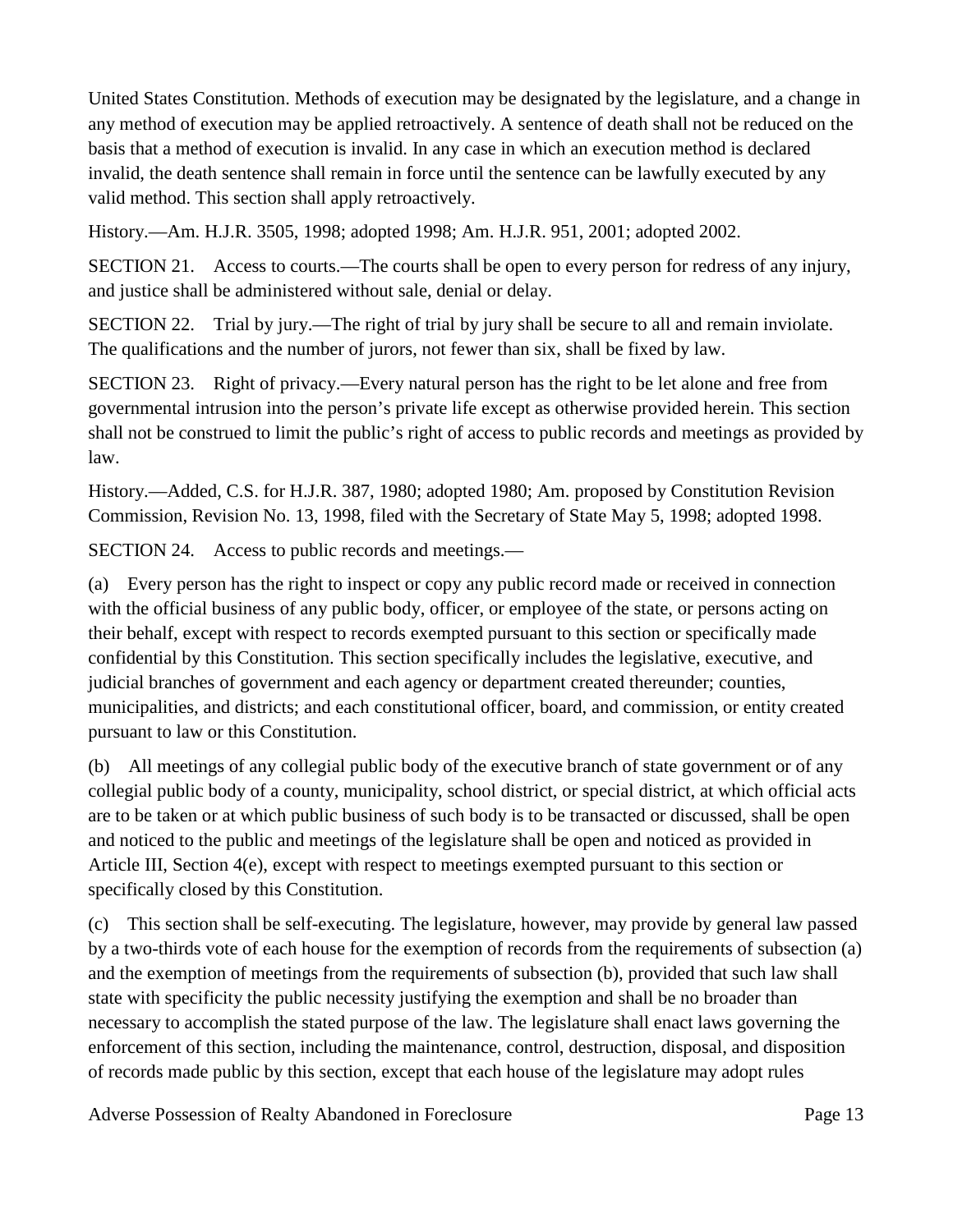United States Constitution. Methods of execution may be designated by the legislature, and a change in any method of execution may be applied retroactively. A sentence of death shall not be reduced on the basis that a method of execution is invalid. In any case in which an execution method is declared invalid, the death sentence shall remain in force until the sentence can be lawfully executed by any valid method. This section shall apply retroactively.

History.—Am. H.J.R. 3505, 1998; adopted 1998; Am. H.J.R. 951, 2001; adopted 2002.

SECTION 21. Access to courts.—The courts shall be open to every person for redress of any injury, and justice shall be administered without sale, denial or delay.

SECTION 22. Trial by jury.—The right of trial by jury shall be secure to all and remain inviolate. The qualifications and the number of jurors, not fewer than six, shall be fixed by law.

SECTION 23. Right of privacy.—Every natural person has the right to be let alone and free from governmental intrusion into the person's private life except as otherwise provided herein. This section shall not be construed to limit the public's right of access to public records and meetings as provided by law.

History.—Added, C.S. for H.J.R. 387, 1980; adopted 1980; Am. proposed by Constitution Revision Commission, Revision No. 13, 1998, filed with the Secretary of State May 5, 1998; adopted 1998.

SECTION 24. Access to public records and meetings.—

(a) Every person has the right to inspect or copy any public record made or received in connection with the official business of any public body, officer, or employee of the state, or persons acting on their behalf, except with respect to records exempted pursuant to this section or specifically made confidential by this Constitution. This section specifically includes the legislative, executive, and judicial branches of government and each agency or department created thereunder; counties, municipalities, and districts; and each constitutional officer, board, and commission, or entity created pursuant to law or this Constitution.

(b) All meetings of any collegial public body of the executive branch of state government or of any collegial public body of a county, municipality, school district, or special district, at which official acts are to be taken or at which public business of such body is to be transacted or discussed, shall be open and noticed to the public and meetings of the legislature shall be open and noticed as provided in Article III, Section 4(e), except with respect to meetings exempted pursuant to this section or specifically closed by this Constitution.

(c) This section shall be self-executing. The legislature, however, may provide by general law passed by a two-thirds vote of each house for the exemption of records from the requirements of subsection (a) and the exemption of meetings from the requirements of subsection (b), provided that such law shall state with specificity the public necessity justifying the exemption and shall be no broader than necessary to accomplish the stated purpose of the law. The legislature shall enact laws governing the enforcement of this section, including the maintenance, control, destruction, disposal, and disposition of records made public by this section, except that each house of the legislature may adopt rules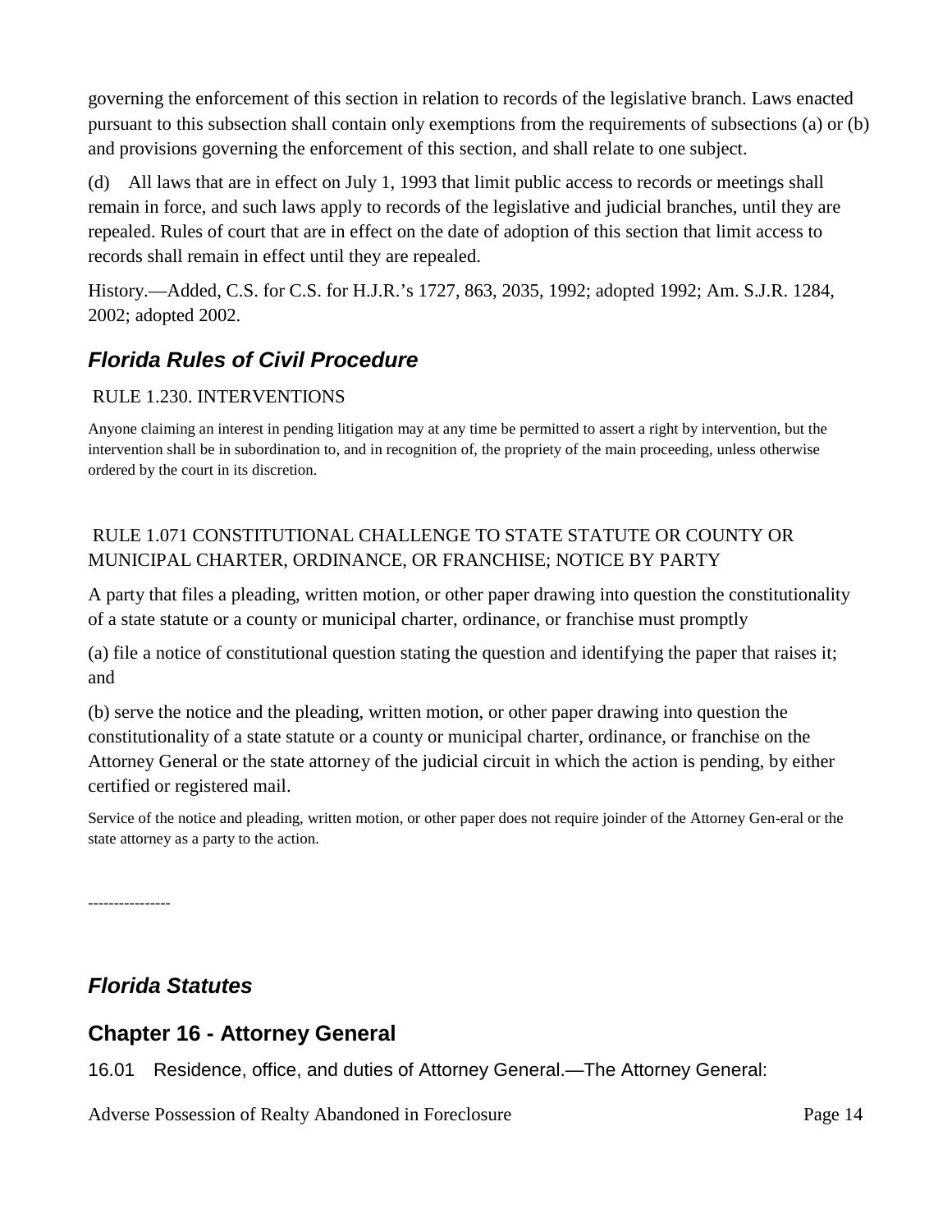governing the enforcement of this section in relation to records of the legislative branch. Laws enacted pursuant to this subsection shall contain only exemptions from the requirements of subsections (a) or (b) and provisions governing the enforcement of this section, and shall relate to one subject.

(d) All laws that are in effect on July 1, 1993 that limit public access to records or meetings shall remain in force, and such laws apply to records of the legislative and judicial branches, until they are repealed. Rules of court that are in effect on the date of adoption of this section that limit access to records shall remain in effect until they are repealed.

History.—Added, C.S. for C.S. for H.J.R.'s 1727, 863, 2035, 1992; adopted 1992; Am. S.J.R. 1284, 2002; adopted 2002.

## *Florida Rules of Civil Procedure*

RULE 1.230. INTERVENTIONS

Anyone claiming an interest in pending litigation may at any time be permitted to assert a right by intervention, but the intervention shall be in subordination to, and in recognition of, the propriety of the main proceeding, unless otherwise ordered by the court in its discretion.

RULE 1.071 CONSTITUTIONAL CHALLENGE TO STATE STATUTE OR COUNTY OR MUNICIPAL CHARTER, ORDINANCE, OR FRANCHISE; NOTICE BY PARTY

A party that files a pleading, written motion, or other paper drawing into question the constitutionality of a state statute or a county or municipal charter, ordinance, or franchise must promptly

(a) file a notice of constitutional question stating the question and identifying the paper that raises it; and

(b) serve the notice and the pleading, written motion, or other paper drawing into question the constitutionality of a state statute or a county or municipal charter, ordinance, or franchise on the Attorney General or the state attorney of the judicial circuit in which the action is pending, by either certified or registered mail.

Service of the notice and pleading, written motion, or other paper does not require joinder of the Attorney Gen-eral or the state attorney as a party to the action.

----------------

## *Florida Statutes*

## Chapter 16 - Attorney General

16.01 Residence, office, and duties of Attorney General.—The Attorney General: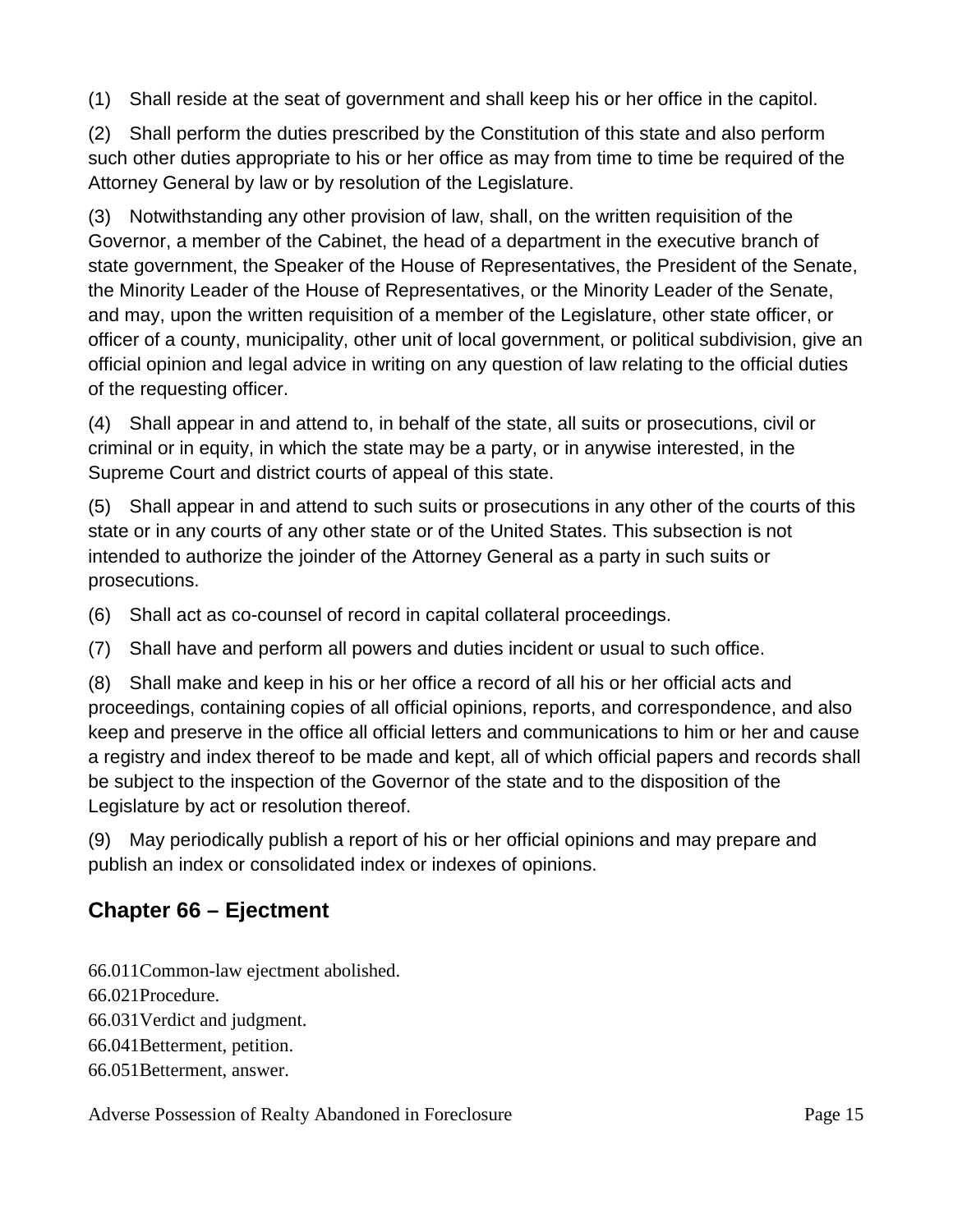(1) Shall reside at the seat of government and shall keep his or her office in the capitol.

(2) Shall perform the duties prescribed by the Constitution of this state and also perform such other duties appropriate to his or her office as may from time to time be required of the Attorney General by law or by resolution of the Legislature.

(3) Notwithstanding any other provision of law, shall, on the written requisition of the Governor, a member of the Cabinet, the head of a department in the executive branch of state government, the Speaker of the House of Representatives, the President of the Senate, the Minority Leader of the House of Representatives, or the Minority Leader of the Senate, and may, upon the written requisition of a member of the Legislature, other state officer, or officer of a county, municipality, other unit of local government, or political subdivision, give an official opinion and legal advice in writing on any question of law relating to the official duties of the requesting officer.

(4) Shall appear in and attend to, in behalf of the state, all suits or prosecutions, civil or criminal or in equity, in which the state may be a party, or in anywise interested, in the Supreme Court and district courts of appeal of this state.

(5) Shall appear in and attend to such suits or prosecutions in any other of the courts of this state or in any courts of any other state or of the United States. This subsection is not intended to authorize the joinder of the Attorney General as a party in such suits or prosecutions.

(6) Shall act as co-counsel of record in capital collateral proceedings.

(7) Shall have and perform all powers and duties incident or usual to such office.

(8) Shall make and keep in his or her office a record of all his or her official acts and proceedings, containing copies of all official opinions, reports, and correspondence, and also keep and preserve in the office all official letters and communications to him or her and cause a registry and index thereof to be made and kept, all of which official papers and records shall be subject to the inspection of the Governor of the state and to the disposition of the Legislature by act or resolution thereof.

(9) May periodically publish a report of his or her official opinions and may prepare and publish an index or consolidated index or indexes of opinions.

## Chapter 66 – Ejectment

66.011Common-law ejectment abolished.
66.021Procedure.
66.031Verdict and judgment.
66.041Betterment, petition.
66.051Betterment, answer.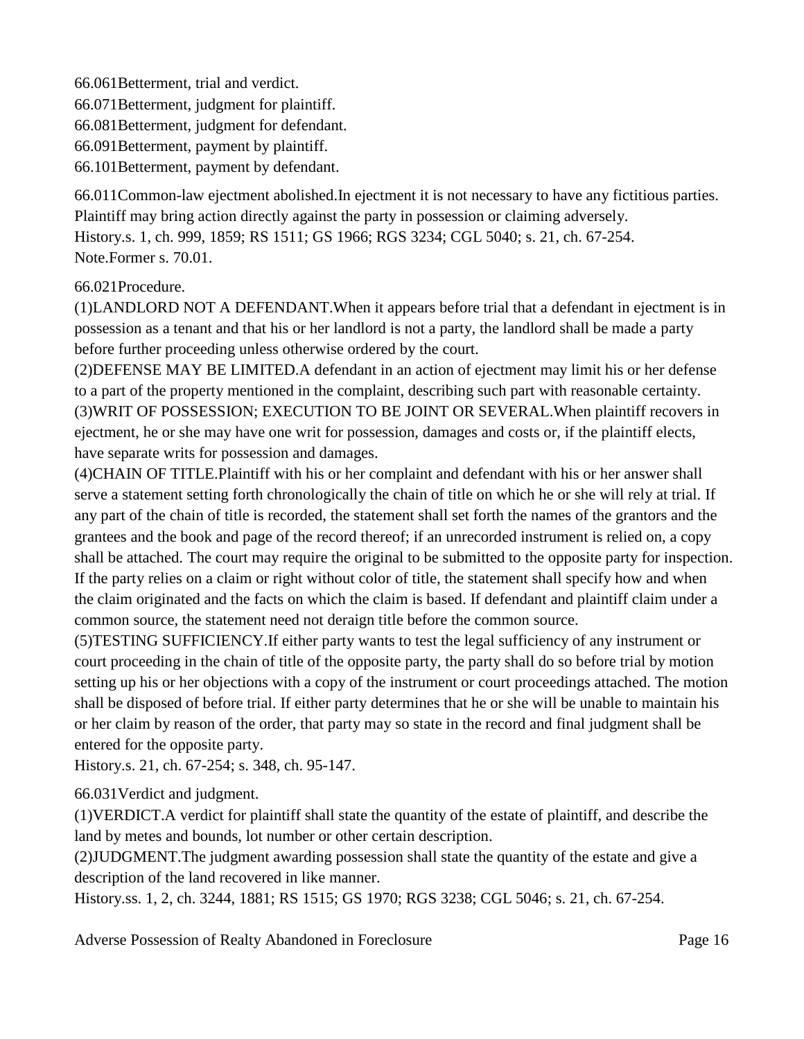66.061Betterment, trial and verdict.
66.071Betterment, judgment for plaintiff.
66.081Betterment, judgment for defendant.
66.091Betterment, payment by plaintiff.
66.101Betterment, payment by defendant.

66.011Common-law ejectment abolished.In ejectment it is not necessary to have any fictitious parties. Plaintiff may bring action directly against the party in possession or claiming adversely.
History.s. 1, ch. 999, 1859; RS 1511; GS 1966; RGS 3234; CGL 5040; s. 21, ch. 67-254.
Note.Former s. 70.01.

66.021Procedure.
(1)LANDLORD NOT A DEFENDANT.When it appears before trial that a defendant in ejectment is in possession as a tenant and that his or her landlord is not a party, the landlord shall be made a party before further proceeding unless otherwise ordered by the court.
(2)DEFENSE MAY BE LIMITED.A defendant in an action of ejectment may limit his or her defense to a part of the property mentioned in the complaint, describing such part with reasonable certainty.
(3)WRIT OF POSSESSION; EXECUTION TO BE JOINT OR SEVERAL.When plaintiff recovers in ejectment, he or she may have one writ for possession, damages and costs or, if the plaintiff elects, have separate writs for possession and damages.
(4)CHAIN OF TITLE.Plaintiff with his or her complaint and defendant with his or her answer shall serve a statement setting forth chronologically the chain of title on which he or she will rely at trial. If any part of the chain of title is recorded, the statement shall set forth the names of the grantors and the grantees and the book and page of the record thereof; if an unrecorded instrument is relied on, a copy shall be attached. The court may require the original to be submitted to the opposite party for inspection. If the party relies on a claim or right without color of title, the statement shall specify how and when the claim originated and the facts on which the claim is based. If defendant and plaintiff claim under a common source, the statement need not deraign title before the common source.
(5)TESTING SUFFICIENCY.If either party wants to test the legal sufficiency of any instrument or court proceeding in the chain of title of the opposite party, the party shall do so before trial by motion setting up his or her objections with a copy of the instrument or court proceedings attached. The motion shall be disposed of before trial. If either party determines that he or she will be unable to maintain his or her claim by reason of the order, that party may so state in the record and final judgment shall be entered for the opposite party.
History.s. 21, ch. 67-254; s. 348, ch. 95-147.

66.031Verdict and judgment.
(1)VERDICT.A verdict for plaintiff shall state the quantity of the estate of plaintiff, and describe the land by metes and bounds, lot number or other certain description.
(2)JUDGMENT.The judgment awarding possession shall state the quantity of the estate and give a description of the land recovered in like manner.
History.ss. 1, 2, ch. 3244, 1881; RS 1515; GS 1970; RGS 3238; CGL 5046; s. 21, ch. 67-254.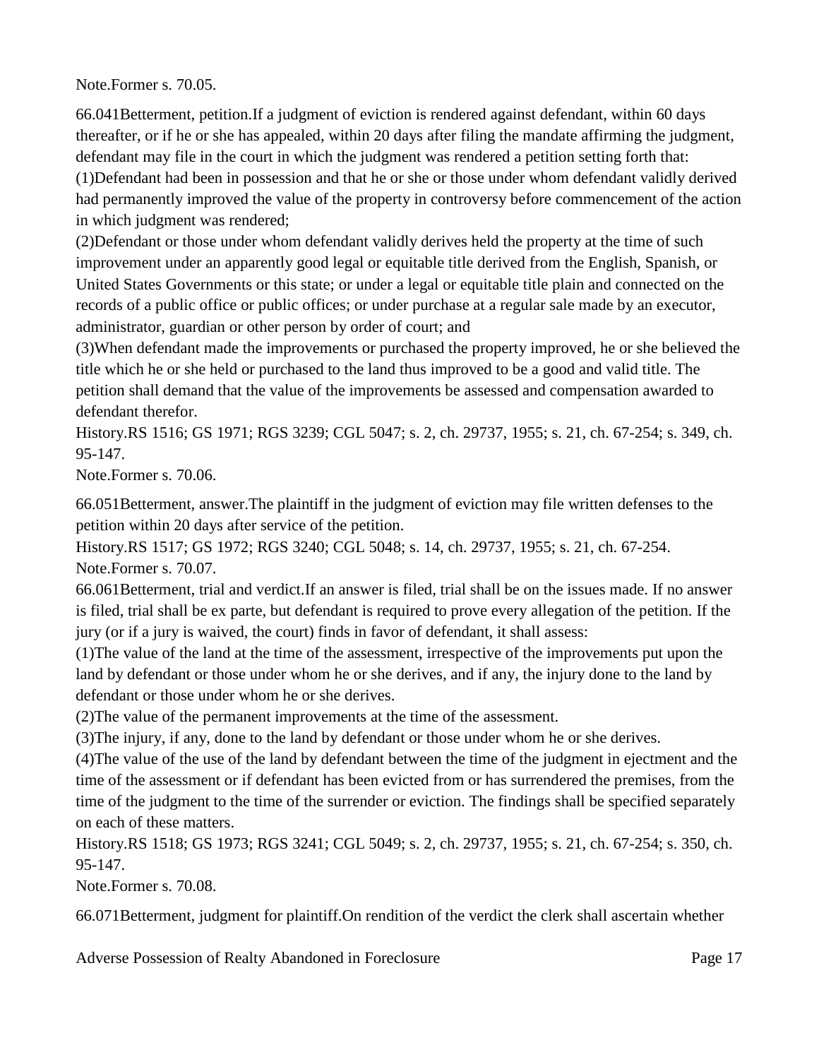Note.Former s. 70.05.

66.041Betterment, petition.If a judgment of eviction is rendered against defendant, within 60 days thereafter, or if he or she has appealed, within 20 days after filing the mandate affirming the judgment, defendant may file in the court in which the judgment was rendered a petition setting forth that:
(1)Defendant had been in possession and that he or she or those under whom defendant validly derived had permanently improved the value of the property in controversy before commencement of the action in which judgment was rendered;
(2)Defendant or those under whom defendant validly derives held the property at the time of such improvement under an apparently good legal or equitable title derived from the English, Spanish, or United States Governments or this state; or under a legal or equitable title plain and connected on the records of a public office or public offices; or under purchase at a regular sale made by an executor, administrator, guardian or other person by order of court; and
(3)When defendant made the improvements or purchased the property improved, he or she believed the title which he or she held or purchased to the land thus improved to be a good and valid title. The petition shall demand that the value of the improvements be assessed and compensation awarded to defendant therefor.
History.RS 1516; GS 1971; RGS 3239; CGL 5047; s. 2, ch. 29737, 1955; s. 21, ch. 67-254; s. 349, ch. 95-147.
Note.Former s. 70.06.

66.051Betterment, answer.The plaintiff in the judgment of eviction may file written defenses to the petition within 20 days after service of the petition.
History.RS 1517; GS 1972; RGS 3240; CGL 5048; s. 14, ch. 29737, 1955; s. 21, ch. 67-254.
Note.Former s. 70.07.
66.061Betterment, trial and verdict.If an answer is filed, trial shall be on the issues made. If no answer is filed, trial shall be ex parte, but defendant is required to prove every allegation of the petition. If the jury (or if a jury is waived, the court) finds in favor of defendant, it shall assess:
(1)The value of the land at the time of the assessment, irrespective of the improvements put upon the land by defendant or those under whom he or she derives, and if any, the injury done to the land by defendant or those under whom he or she derives.
(2)The value of the permanent improvements at the time of the assessment.
(3)The injury, if any, done to the land by defendant or those under whom he or she derives.
(4)The value of the use of the land by defendant between the time of the judgment in ejectment and the time of the assessment or if defendant has been evicted from or has surrendered the premises, from the time of the judgment to the time of the surrender or eviction. The findings shall be specified separately on each of these matters.
History.RS 1518; GS 1973; RGS 3241; CGL 5049; s. 2, ch. 29737, 1955; s. 21, ch. 67-254; s. 350, ch. 95-147.
Note.Former s. 70.08.

66.071Betterment, judgment for plaintiff.On rendition of the verdict the clerk shall ascertain whether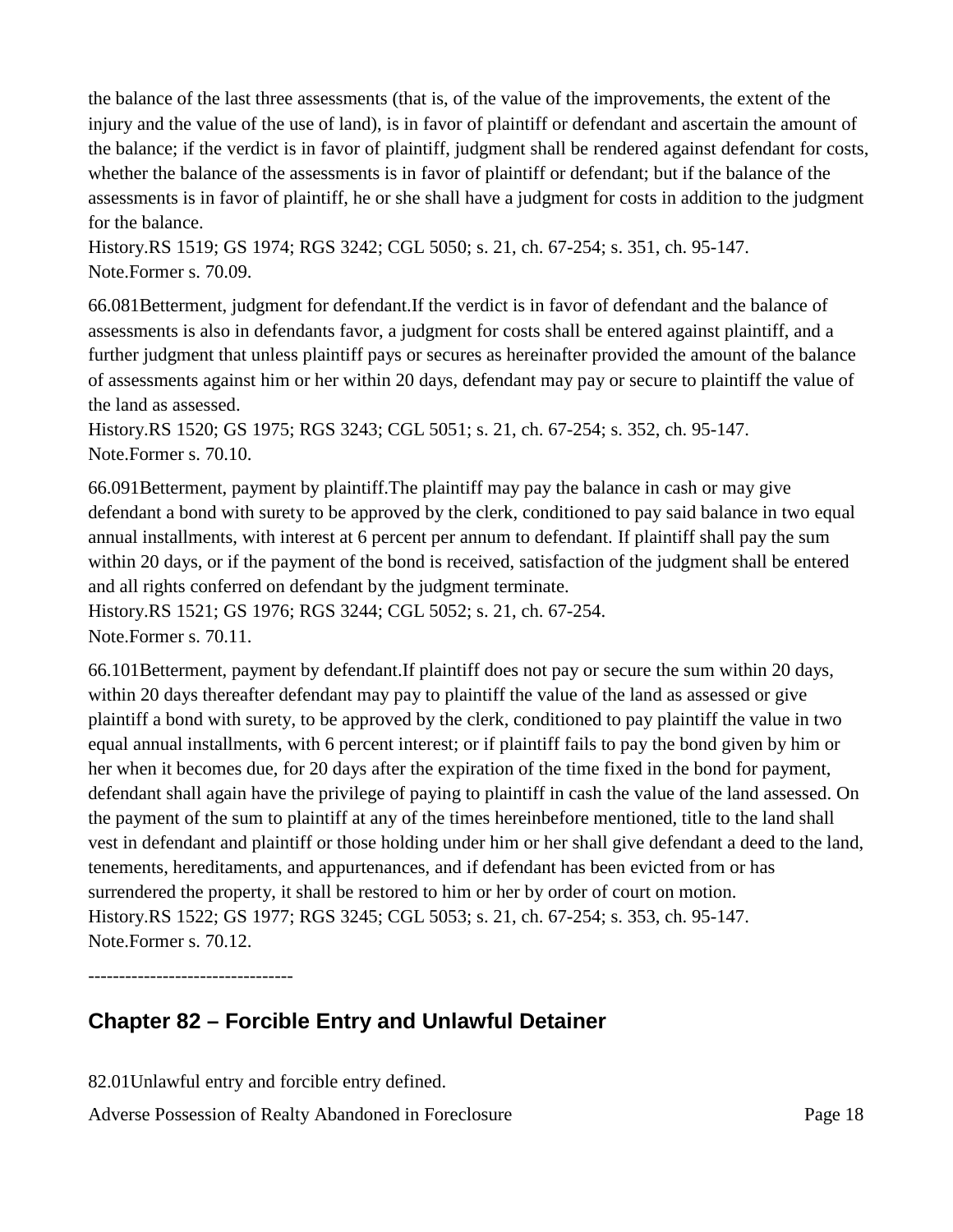the balance of the last three assessments (that is, of the value of the improvements, the extent of the injury and the value of the use of land), is in favor of plaintiff or defendant and ascertain the amount of the balance; if the verdict is in favor of plaintiff, judgment shall be rendered against defendant for costs, whether the balance of the assessments is in favor of plaintiff or defendant; but if the balance of the assessments is in favor of plaintiff, he or she shall have a judgment for costs in addition to the judgment for the balance.
History.RS 1519; GS 1974; RGS 3242; CGL 5050; s. 21, ch. 67-254; s. 351, ch. 95-147.
Note.Former s. 70.09.

66.081Betterment, judgment for defendant.If the verdict is in favor of defendant and the balance of assessments is also in defendants favor, a judgment for costs shall be entered against plaintiff, and a further judgment that unless plaintiff pays or secures as hereinafter provided the amount of the balance of assessments against him or her within 20 days, defendant may pay or secure to plaintiff the value of the land as assessed.
History.RS 1520; GS 1975; RGS 3243; CGL 5051; s. 21, ch. 67-254; s. 352, ch. 95-147.
Note.Former s. 70.10.

66.091Betterment, payment by plaintiff.The plaintiff may pay the balance in cash or may give defendant a bond with surety to be approved by the clerk, conditioned to pay said balance in two equal annual installments, with interest at 6 percent per annum to defendant. If plaintiff shall pay the sum within 20 days, or if the payment of the bond is received, satisfaction of the judgment shall be entered and all rights conferred on defendant by the judgment terminate.
History.RS 1521; GS 1976; RGS 3244; CGL 5052; s. 21, ch. 67-254.
Note.Former s. 70.11.

66.101Betterment, payment by defendant.If plaintiff does not pay or secure the sum within 20 days, within 20 days thereafter defendant may pay to plaintiff the value of the land as assessed or give plaintiff a bond with surety, to be approved by the clerk, conditioned to pay plaintiff the value in two equal annual installments, with 6 percent interest; or if plaintiff fails to pay the bond given by him or her when it becomes due, for 20 days after the expiration of the time fixed in the bond for payment, defendant shall again have the privilege of paying to plaintiff in cash the value of the land assessed. On the payment of the sum to plaintiff at any of the times hereinbefore mentioned, title to the land shall vest in defendant and plaintiff or those holding under him or her shall give defendant a deed to the land, tenements, hereditaments, and appurtenances, and if defendant has been evicted from or has surrendered the property, it shall be restored to him or her by order of court on motion.
History.RS 1522; GS 1977; RGS 3245; CGL 5053; s. 21, ch. 67-254; s. 353, ch. 95-147.
Note.Former s. 70.12.

---------------------------------

## Chapter 82 – Forcible Entry and Unlawful Detainer

82.01Unlawful entry and forcible entry defined.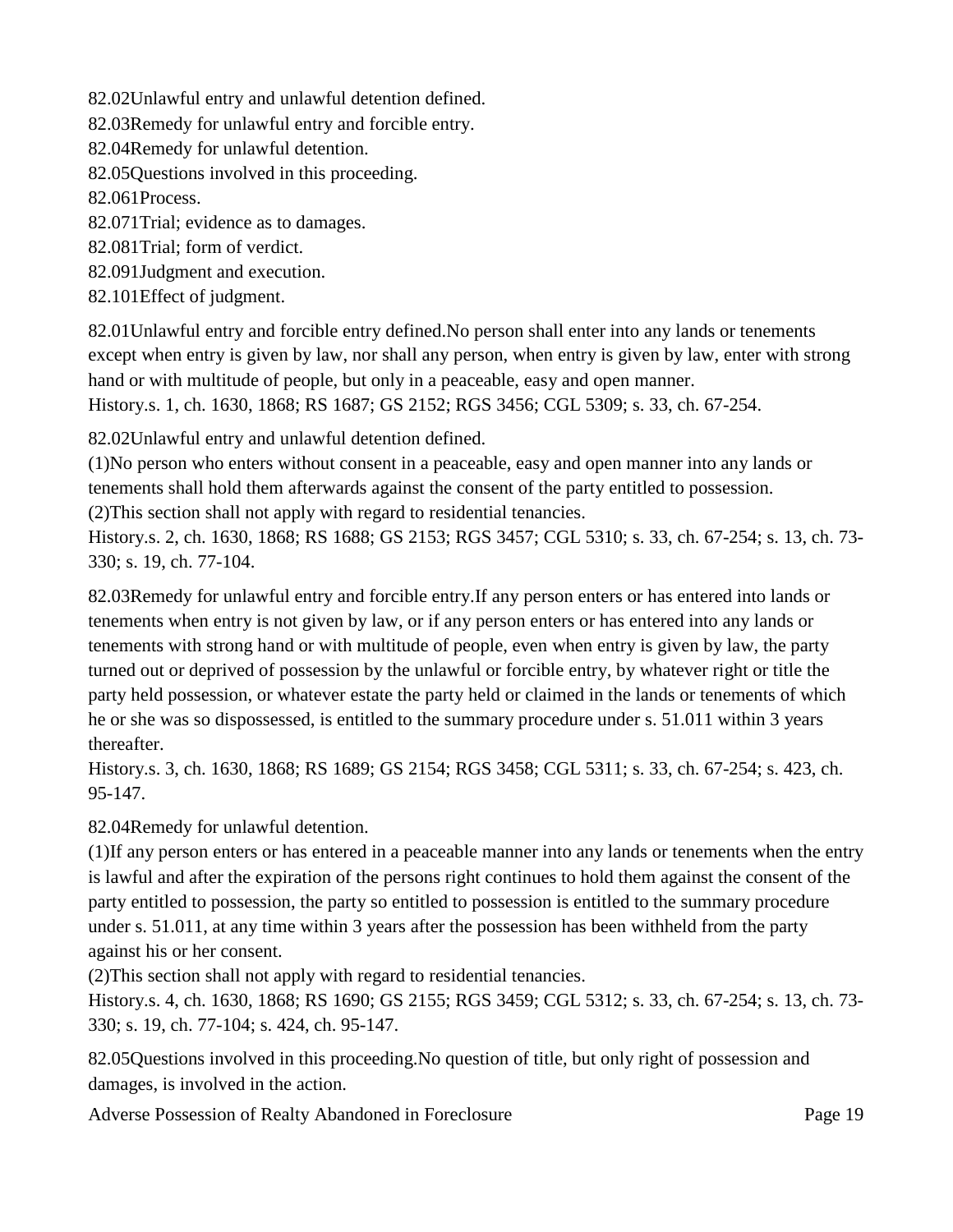82.02Unlawful entry and unlawful detention defined.
82.03Remedy for unlawful entry and forcible entry.
82.04Remedy for unlawful detention.
82.05Questions involved in this proceeding.
82.061Process.
82.071Trial; evidence as to damages.
82.081Trial; form of verdict.
82.091Judgment and execution.
82.101Effect of judgment.

82.01Unlawful entry and forcible entry defined.No person shall enter into any lands or tenements except when entry is given by law, nor shall any person, when entry is given by law, enter with strong hand or with multitude of people, but only in a peaceable, easy and open manner.
History.s. 1, ch. 1630, 1868; RS 1687; GS 2152; RGS 3456; CGL 5309; s. 33, ch. 67-254.

82.02Unlawful entry and unlawful detention defined.
(1)No person who enters without consent in a peaceable, easy and open manner into any lands or tenements shall hold them afterwards against the consent of the party entitled to possession.
(2)This section shall not apply with regard to residential tenancies.
History.s. 2, ch. 1630, 1868; RS 1688; GS 2153; RGS 3457; CGL 5310; s. 33, ch. 67-254; s. 13, ch. 73-330; s. 19, ch. 77-104.

82.03Remedy for unlawful entry and forcible entry.If any person enters or has entered into lands or tenements when entry is not given by law, or if any person enters or has entered into any lands or tenements with strong hand or with multitude of people, even when entry is given by law, the party turned out or deprived of possession by the unlawful or forcible entry, by whatever right or title the party held possession, or whatever estate the party held or claimed in the lands or tenements of which he or she was so dispossessed, is entitled to the summary procedure under s. 51.011 within 3 years thereafter.
History.s. 3, ch. 1630, 1868; RS 1689; GS 2154; RGS 3458; CGL 5311; s. 33, ch. 67-254; s. 423, ch. 95-147.

82.04Remedy for unlawful detention.
(1)If any person enters or has entered in a peaceable manner into any lands or tenements when the entry is lawful and after the expiration of the persons right continues to hold them against the consent of the party entitled to possession, the party so entitled to possession is entitled to the summary procedure under s. 51.011, at any time within 3 years after the possession has been withheld from the party against his or her consent.
(2)This section shall not apply with regard to residential tenancies.
History.s. 4, ch. 1630, 1868; RS 1690; GS 2155; RGS 3459; CGL 5312; s. 33, ch. 67-254; s. 13, ch. 73-330; s. 19, ch. 77-104; s. 424, ch. 95-147.

82.05Questions involved in this proceeding.No question of title, but only right of possession and damages, is involved in the action.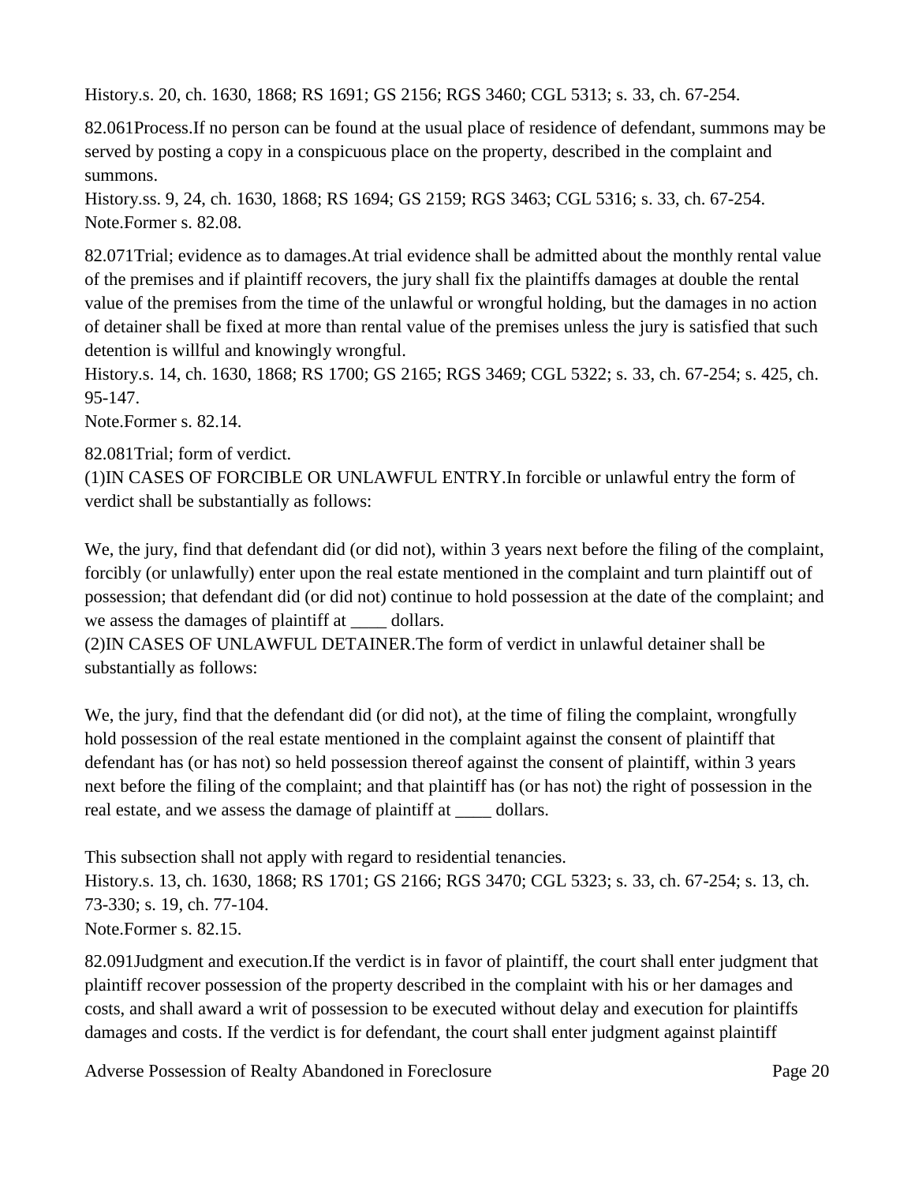History.s. 20, ch. 1630, 1868; RS 1691; GS 2156; RGS 3460; CGL 5313; s. 33, ch. 67-254.

82.061Process.If no person can be found at the usual place of residence of defendant, summons may be served by posting a copy in a conspicuous place on the property, described in the complaint and summons.
History.ss. 9, 24, ch. 1630, 1868; RS 1694; GS 2159; RGS 3463; CGL 5316; s. 33, ch. 67-254.
Note.Former s. 82.08.

82.071Trial; evidence as to damages.At trial evidence shall be admitted about the monthly rental value of the premises and if plaintiff recovers, the jury shall fix the plaintiffs damages at double the rental value of the premises from the time of the unlawful or wrongful holding, but the damages in no action of detainer shall be fixed at more than rental value of the premises unless the jury is satisfied that such detention is willful and knowingly wrongful.
History.s. 14, ch. 1630, 1868; RS 1700; GS 2165; RGS 3469; CGL 5322; s. 33, ch. 67-254; s. 425, ch. 95-147.
Note.Former s. 82.14.

82.081Trial; form of verdict.
(1)IN CASES OF FORCIBLE OR UNLAWFUL ENTRY.In forcible or unlawful entry the form of verdict shall be substantially as follows:

We, the jury, find that defendant did (or did not), within 3 years next before the filing of the complaint, forcibly (or unlawfully) enter upon the real estate mentioned in the complaint and turn plaintiff out of possession; that defendant did (or did not) continue to hold possession at the date of the complaint; and we assess the damages of plaintiff at ____ dollars.
(2)IN CASES OF UNLAWFUL DETAINER.The form of verdict in unlawful detainer shall be substantially as follows:

We, the jury, find that the defendant did (or did not), at the time of filing the complaint, wrongfully hold possession of the real estate mentioned in the complaint against the consent of plaintiff that defendant has (or has not) so held possession thereof against the consent of plaintiff, within 3 years next before the filing of the complaint; and that plaintiff has (or has not) the right of possession in the real estate, and we assess the damage of plaintiff at ____ dollars.

This subsection shall not apply with regard to residential tenancies.
History.s. 13, ch. 1630, 1868; RS 1701; GS 2166; RGS 3470; CGL 5323; s. 33, ch. 67-254; s. 13, ch. 73-330; s. 19, ch. 77-104.
Note.Former s. 82.15.

82.091Judgment and execution.If the verdict is in favor of plaintiff, the court shall enter judgment that plaintiff recover possession of the property described in the complaint with his or her damages and costs, and shall award a writ of possession to be executed without delay and execution for plaintiffs damages and costs. If the verdict is for defendant, the court shall enter judgment against plaintiff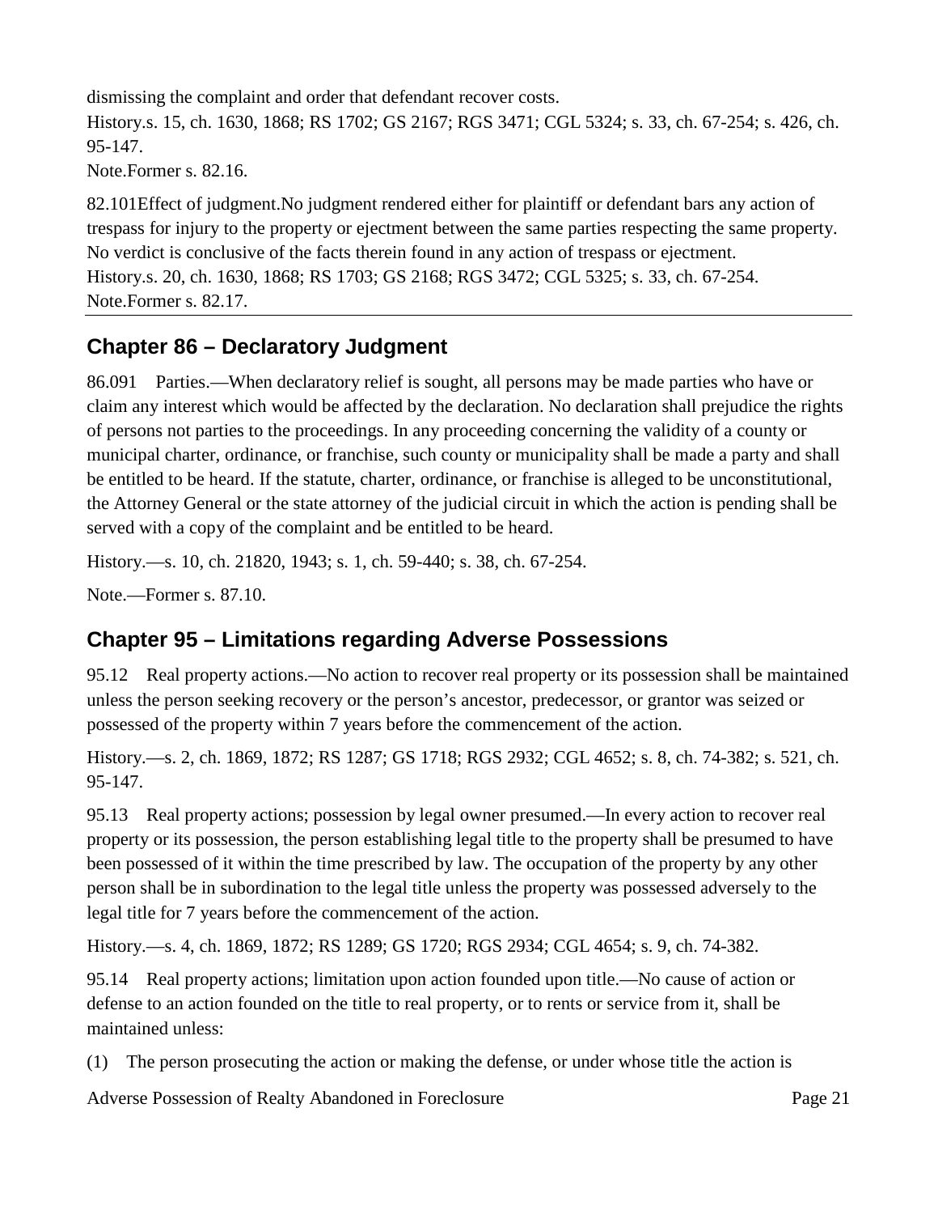dismissing the complaint and order that defendant recover costs.

History.s. 15, ch. 1630, 1868; RS 1702; GS 2167; RGS 3471; CGL 5324; s. 33, ch. 67-254; s. 426, ch. 95-147.

Note.Former s. 82.16.

82.101Effect of judgment.No judgment rendered either for plaintiff or defendant bars any action of trespass for injury to the property or ejectment between the same parties respecting the same property. No verdict is conclusive of the facts therein found in any action of trespass or ejectment.

History.s. 20, ch. 1630, 1868; RS 1703; GS 2168; RGS 3472; CGL 5325; s. 33, ch. 67-254.

Note.Former s. 82.17.

---

## Chapter 86 – Declaratory Judgment

86.091 Parties.—When declaratory relief is sought, all persons may be made parties who have or claim any interest which would be affected by the declaration. No declaration shall prejudice the rights of persons not parties to the proceedings. In any proceeding concerning the validity of a county or municipal charter, ordinance, or franchise, such county or municipality shall be made a party and shall be entitled to be heard. If the statute, charter, ordinance, or franchise is alleged to be unconstitutional, the Attorney General or the state attorney of the judicial circuit in which the action is pending shall be served with a copy of the complaint and be entitled to be heard.

History.—s. 10, ch. 21820, 1943; s. 1, ch. 59-440; s. 38, ch. 67-254.

Note.—Former s. 87.10.

## Chapter 95 – Limitations regarding Adverse Possessions

95.12 Real property actions.—No action to recover real property or its possession shall be maintained unless the person seeking recovery or the person's ancestor, predecessor, or grantor was seized or possessed of the property within 7 years before the commencement of the action.

History.—s. 2, ch. 1869, 1872; RS 1287; GS 1718; RGS 2932; CGL 4652; s. 8, ch. 74-382; s. 521, ch. 95-147.

95.13 Real property actions; possession by legal owner presumed.—In every action to recover real property or its possession, the person establishing legal title to the property shall be presumed to have been possessed of it within the time prescribed by law. The occupation of the property by any other person shall be in subordination to the legal title unless the property was possessed adversely to the legal title for 7 years before the commencement of the action.

History.—s. 4, ch. 1869, 1872; RS 1289; GS 1720; RGS 2934; CGL 4654; s. 9, ch. 74-382.

95.14 Real property actions; limitation upon action founded upon title.—No cause of action or defense to an action founded on the title to real property, or to rents or service from it, shall be maintained unless:

(1) The person prosecuting the action or making the defense, or under whose title the action is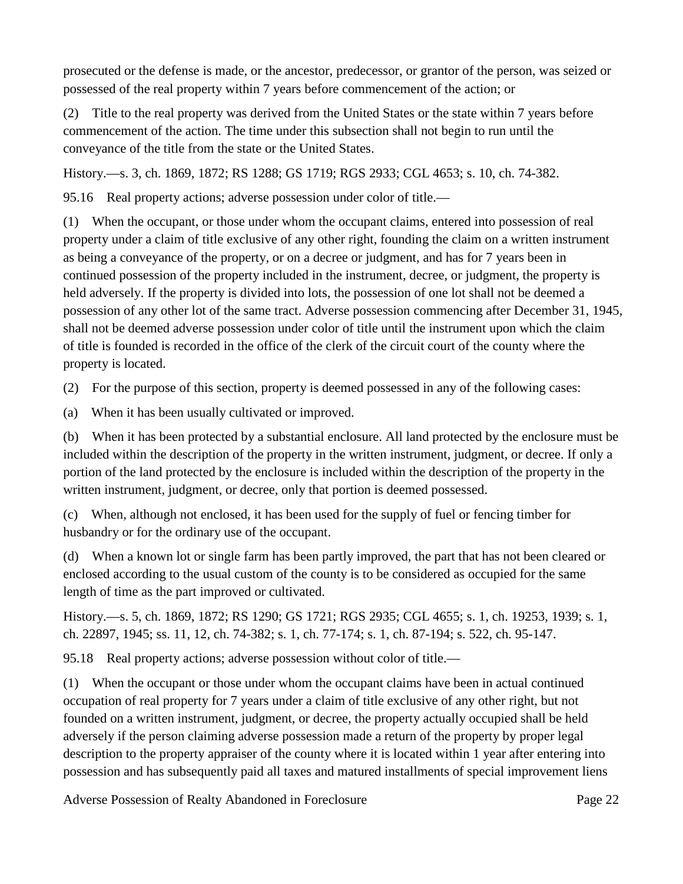prosecuted or the defense is made, or the ancestor, predecessor, or grantor of the person, was seized or possessed of the real property within 7 years before commencement of the action; or

(2) Title to the real property was derived from the United States or the state within 7 years before commencement of the action. The time under this subsection shall not begin to run until the conveyance of the title from the state or the United States.

History.—s. 3, ch. 1869, 1872; RS 1288; GS 1719; RGS 2933; CGL 4653; s. 10, ch. 74-382.

95.16 Real property actions; adverse possession under color of title.—

(1) When the occupant, or those under whom the occupant claims, entered into possession of real property under a claim of title exclusive of any other right, founding the claim on a written instrument as being a conveyance of the property, or on a decree or judgment, and has for 7 years been in continued possession of the property included in the instrument, decree, or judgment, the property is held adversely. If the property is divided into lots, the possession of one lot shall not be deemed a possession of any other lot of the same tract. Adverse possession commencing after December 31, 1945, shall not be deemed adverse possession under color of title until the instrument upon which the claim of title is founded is recorded in the office of the clerk of the circuit court of the county where the property is located.

(2) For the purpose of this section, property is deemed possessed in any of the following cases:

(a) When it has been usually cultivated or improved.

(b) When it has been protected by a substantial enclosure. All land protected by the enclosure must be included within the description of the property in the written instrument, judgment, or decree. If only a portion of the land protected by the enclosure is included within the description of the property in the written instrument, judgment, or decree, only that portion is deemed possessed.

(c) When, although not enclosed, it has been used for the supply of fuel or fencing timber for husbandry or for the ordinary use of the occupant.

(d) When a known lot or single farm has been partly improved, the part that has not been cleared or enclosed according to the usual custom of the county is to be considered as occupied for the same length of time as the part improved or cultivated.

History.—s. 5, ch. 1869, 1872; RS 1290; GS 1721; RGS 2935; CGL 4655; s. 1, ch. 19253, 1939; s. 1, ch. 22897, 1945; ss. 11, 12, ch. 74-382; s. 1, ch. 77-174; s. 1, ch. 87-194; s. 522, ch. 95-147.

95.18 Real property actions; adverse possession without color of title.—

(1) When the occupant or those under whom the occupant claims have been in actual continued occupation of real property for 7 years under a claim of title exclusive of any other right, but not founded on a written instrument, judgment, or decree, the property actually occupied shall be held adversely if the person claiming adverse possession made a return of the property by proper legal description to the property appraiser of the county where it is located within 1 year after entering into possession and has subsequently paid all taxes and matured installments of special improvement liens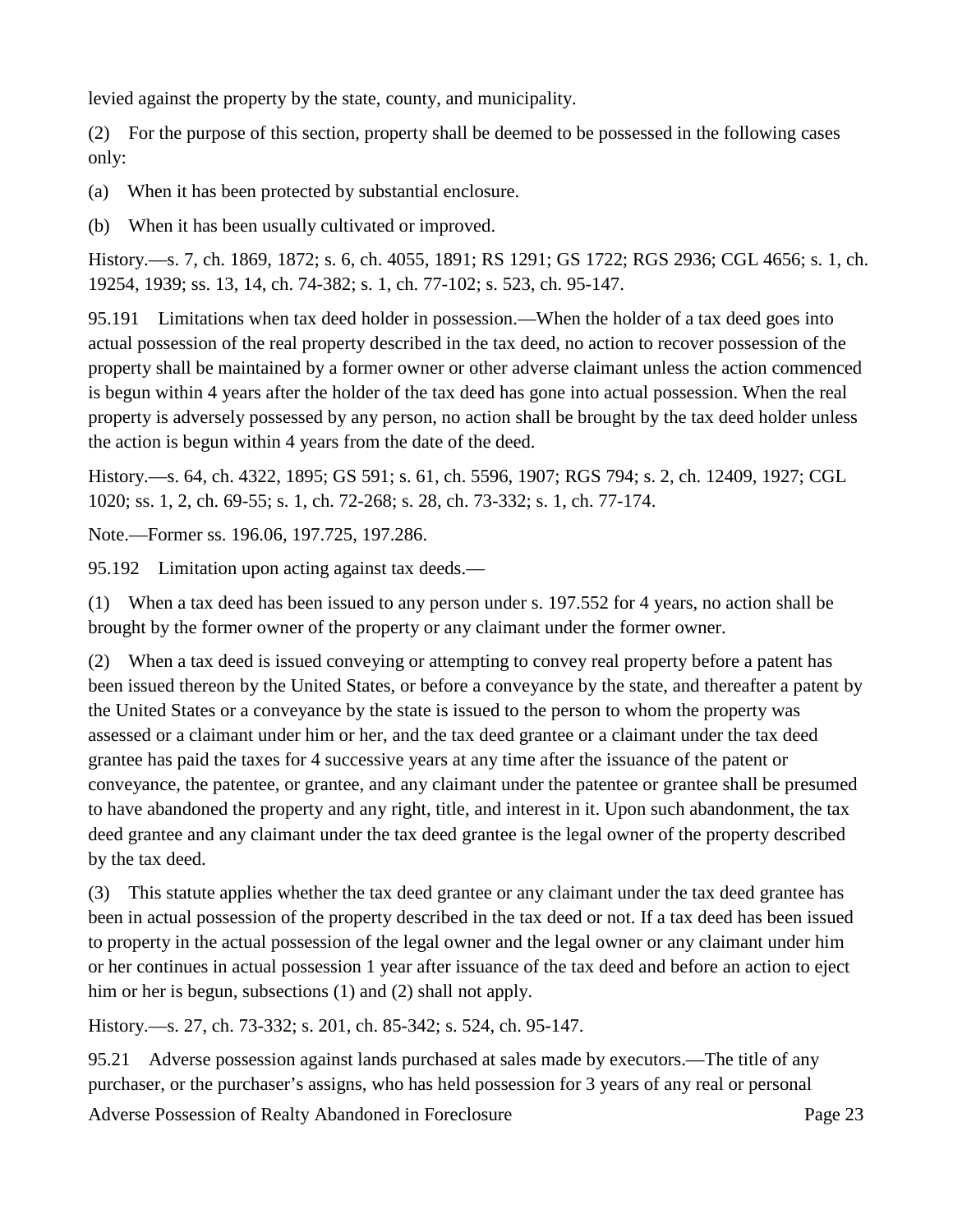levied against the property by the state, county, and municipality.

(2) For the purpose of this section, property shall be deemed to be possessed in the following cases only:

(a) When it has been protected by substantial enclosure.

(b) When it has been usually cultivated or improved.

History.—s. 7, ch. 1869, 1872; s. 6, ch. 4055, 1891; RS 1291; GS 1722; RGS 2936; CGL 4656; s. 1, ch. 19254, 1939; ss. 13, 14, ch. 74-382; s. 1, ch. 77-102; s. 523, ch. 95-147.

95.191 Limitations when tax deed holder in possession.—When the holder of a tax deed goes into actual possession of the real property described in the tax deed, no action to recover possession of the property shall be maintained by a former owner or other adverse claimant unless the action commenced is begun within 4 years after the holder of the tax deed has gone into actual possession. When the real property is adversely possessed by any person, no action shall be brought by the tax deed holder unless the action is begun within 4 years from the date of the deed.

History.—s. 64, ch. 4322, 1895; GS 591; s. 61, ch. 5596, 1907; RGS 794; s. 2, ch. 12409, 1927; CGL 1020; ss. 1, 2, ch. 69-55; s. 1, ch. 72-268; s. 28, ch. 73-332; s. 1, ch. 77-174.

Note.—Former ss. 196.06, 197.725, 197.286.

95.192 Limitation upon acting against tax deeds.—

(1) When a tax deed has been issued to any person under s. 197.552 for 4 years, no action shall be brought by the former owner of the property or any claimant under the former owner.

(2) When a tax deed is issued conveying or attempting to convey real property before a patent has been issued thereon by the United States, or before a conveyance by the state, and thereafter a patent by the United States or a conveyance by the state is issued to the person to whom the property was assessed or a claimant under him or her, and the tax deed grantee or a claimant under the tax deed grantee has paid the taxes for 4 successive years at any time after the issuance of the patent or conveyance, the patentee, or grantee, and any claimant under the patentee or grantee shall be presumed to have abandoned the property and any right, title, and interest in it. Upon such abandonment, the tax deed grantee and any claimant under the tax deed grantee is the legal owner of the property described by the tax deed.

(3) This statute applies whether the tax deed grantee or any claimant under the tax deed grantee has been in actual possession of the property described in the tax deed or not. If a tax deed has been issued to property in the actual possession of the legal owner and the legal owner or any claimant under him or her continues in actual possession 1 year after issuance of the tax deed and before an action to eject him or her is begun, subsections (1) and (2) shall not apply.

History.—s. 27, ch. 73-332; s. 201, ch. 85-342; s. 524, ch. 95-147.

95.21 Adverse possession against lands purchased at sales made by executors.—The title of any purchaser, or the purchaser's assigns, who has held possession for 3 years of any real or personal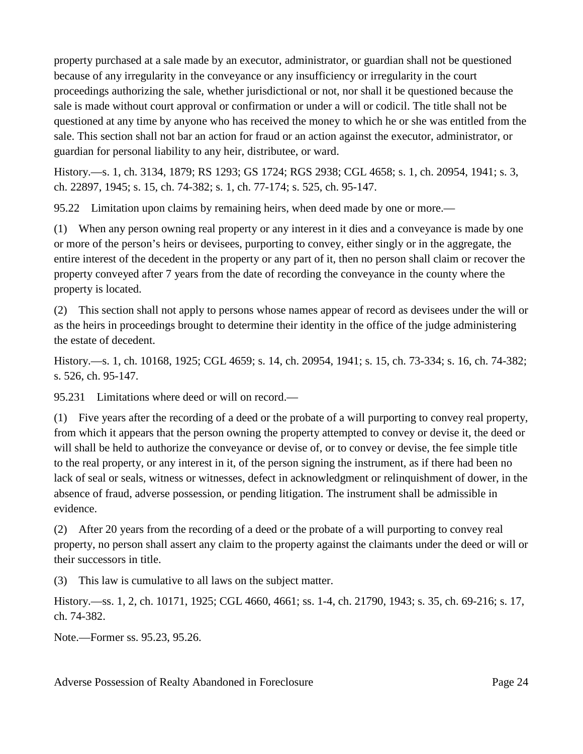property purchased at a sale made by an executor, administrator, or guardian shall not be questioned because of any irregularity in the conveyance or any insufficiency or irregularity in the court proceedings authorizing the sale, whether jurisdictional or not, nor shall it be questioned because the sale is made without court approval or confirmation or under a will or codicil. The title shall not be questioned at any time by anyone who has received the money to which he or she was entitled from the sale. This section shall not bar an action for fraud or an action against the executor, administrator, or guardian for personal liability to any heir, distributee, or ward.

History.—s. 1, ch. 3134, 1879; RS 1293; GS 1724; RGS 2938; CGL 4658; s. 1, ch. 20954, 1941; s. 3, ch. 22897, 1945; s. 15, ch. 74-382; s. 1, ch. 77-174; s. 525, ch. 95-147.

95.22 Limitation upon claims by remaining heirs, when deed made by one or more.—

(1) When any person owning real property or any interest in it dies and a conveyance is made by one or more of the person's heirs or devisees, purporting to convey, either singly or in the aggregate, the entire interest of the decedent in the property or any part of it, then no person shall claim or recover the property conveyed after 7 years from the date of recording the conveyance in the county where the property is located.

(2) This section shall not apply to persons whose names appear of record as devisees under the will or as the heirs in proceedings brought to determine their identity in the office of the judge administering the estate of decedent.

History.—s. 1, ch. 10168, 1925; CGL 4659; s. 14, ch. 20954, 1941; s. 15, ch. 73-334; s. 16, ch. 74-382; s. 526, ch. 95-147.

95.231 Limitations where deed or will on record.—

(1) Five years after the recording of a deed or the probate of a will purporting to convey real property, from which it appears that the person owning the property attempted to convey or devise it, the deed or will shall be held to authorize the conveyance or devise of, or to convey or devise, the fee simple title to the real property, or any interest in it, of the person signing the instrument, as if there had been no lack of seal or seals, witness or witnesses, defect in acknowledgment or relinquishment of dower, in the absence of fraud, adverse possession, or pending litigation. The instrument shall be admissible in evidence.

(2) After 20 years from the recording of a deed or the probate of a will purporting to convey real property, no person shall assert any claim to the property against the claimants under the deed or will or their successors in title.

(3) This law is cumulative to all laws on the subject matter.

History.—ss. 1, 2, ch. 10171, 1925; CGL 4660, 4661; ss. 1-4, ch. 21790, 1943; s. 35, ch. 69-216; s. 17, ch. 74-382.

Note.—Former ss. 95.23, 95.26.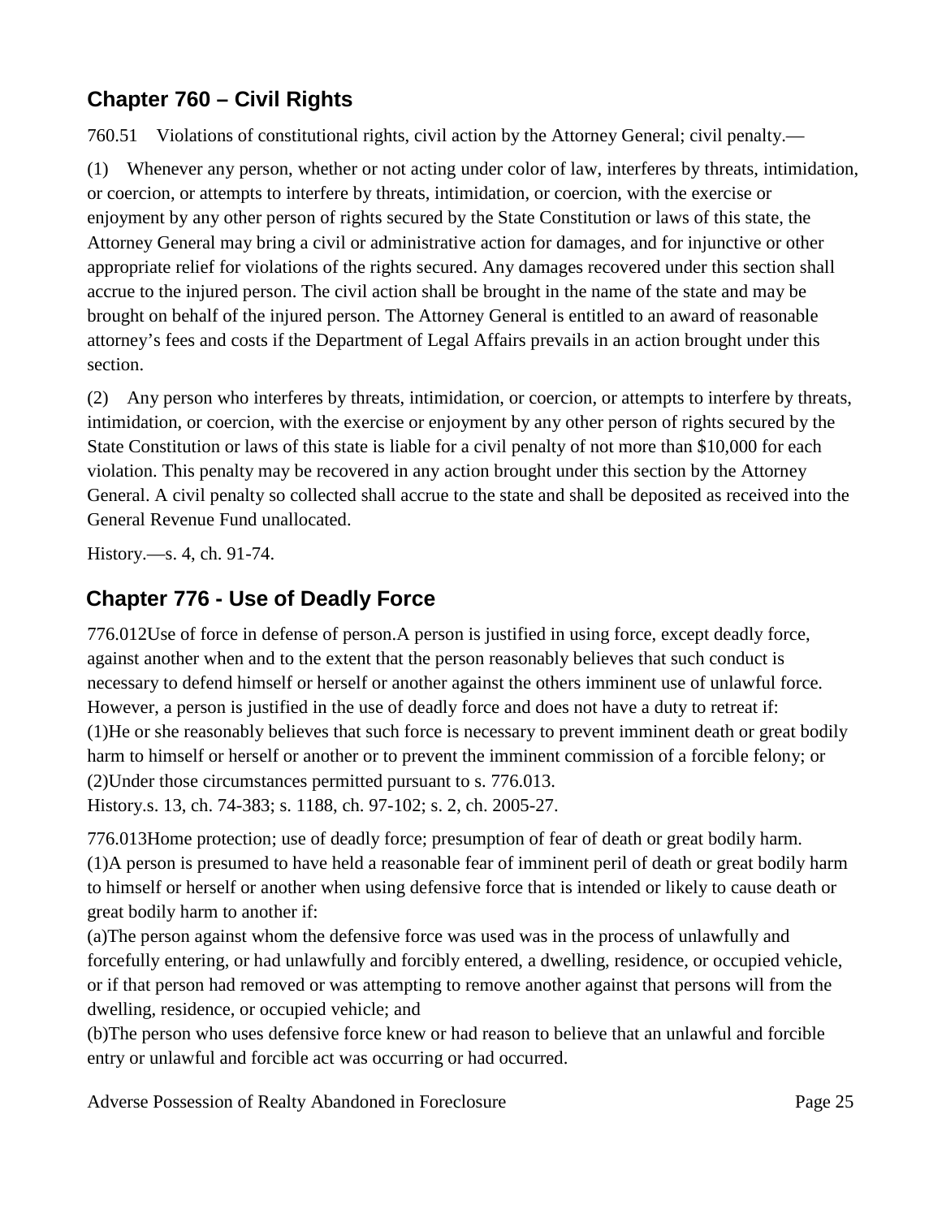## Chapter 760 – Civil Rights

760.51 Violations of constitutional rights, civil action by the Attorney General; civil penalty.—

(1) Whenever any person, whether or not acting under color of law, interferes by threats, intimidation, or coercion, or attempts to interfere by threats, intimidation, or coercion, with the exercise or enjoyment by any other person of rights secured by the State Constitution or laws of this state, the Attorney General may bring a civil or administrative action for damages, and for injunctive or other appropriate relief for violations of the rights secured. Any damages recovered under this section shall accrue to the injured person. The civil action shall be brought in the name of the state and may be brought on behalf of the injured person. The Attorney General is entitled to an award of reasonable attorney's fees and costs if the Department of Legal Affairs prevails in an action brought under this section.

(2) Any person who interferes by threats, intimidation, or coercion, or attempts to interfere by threats, intimidation, or coercion, with the exercise or enjoyment by any other person of rights secured by the State Constitution or laws of this state is liable for a civil penalty of not more than $10,000 for each violation. This penalty may be recovered in any action brought under this section by the Attorney General. A civil penalty so collected shall accrue to the state and shall be deposited as received into the General Revenue Fund unallocated.

History.—s. 4, ch. 91-74.

## Chapter 776 - Use of Deadly Force

776.012Use of force in defense of person.A person is justified in using force, except deadly force, against another when and to the extent that the person reasonably believes that such conduct is necessary to defend himself or herself or another against the others imminent use of unlawful force. However, a person is justified in the use of deadly force and does not have a duty to retreat if:
(1)He or she reasonably believes that such force is necessary to prevent imminent death or great bodily harm to himself or herself or another or to prevent the imminent commission of a forcible felony; or
(2)Under those circumstances permitted pursuant to s. 776.013.
History.s. 13, ch. 74-383; s. 1188, ch. 97-102; s. 2, ch. 2005-27.

776.013Home protection; use of deadly force; presumption of fear of death or great bodily harm.
(1)A person is presumed to have held a reasonable fear of imminent peril of death or great bodily harm to himself or herself or another when using defensive force that is intended or likely to cause death or great bodily harm to another if:
(a)The person against whom the defensive force was used was in the process of unlawfully and forcefully entering, or had unlawfully and forcibly entered, a dwelling, residence, or occupied vehicle, or if that person had removed or was attempting to remove another against that persons will from the dwelling, residence, or occupied vehicle; and
(b)The person who uses defensive force knew or had reason to believe that an unlawful and forcible entry or unlawful and forcible act was occurring or had occurred.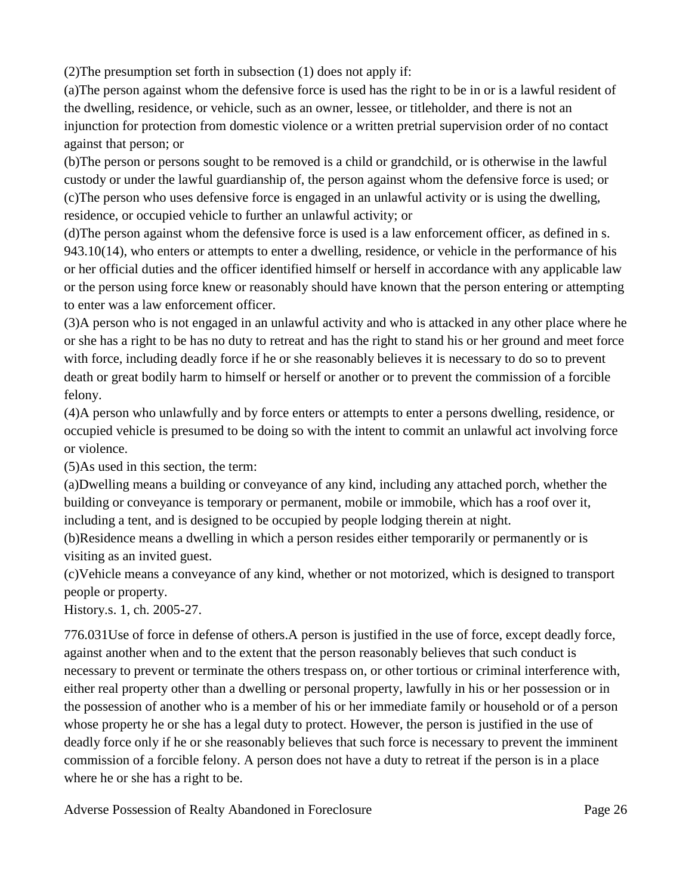(2)The presumption set forth in subsection (1) does not apply if:

(a)The person against whom the defensive force is used has the right to be in or is a lawful resident of the dwelling, residence, or vehicle, such as an owner, lessee, or titleholder, and there is not an injunction for protection from domestic violence or a written pretrial supervision order of no contact against that person; or

(b)The person or persons sought to be removed is a child or grandchild, or is otherwise in the lawful custody or under the lawful guardianship of, the person against whom the defensive force is used; or

(c)The person who uses defensive force is engaged in an unlawful activity or is using the dwelling, residence, or occupied vehicle to further an unlawful activity; or

(d)The person against whom the defensive force is used is a law enforcement officer, as defined in s. 943.10(14), who enters or attempts to enter a dwelling, residence, or vehicle in the performance of his or her official duties and the officer identified himself or herself in accordance with any applicable law or the person using force knew or reasonably should have known that the person entering or attempting to enter was a law enforcement officer.

(3)A person who is not engaged in an unlawful activity and who is attacked in any other place where he or she has a right to be has no duty to retreat and has the right to stand his or her ground and meet force with force, including deadly force if he or she reasonably believes it is necessary to do so to prevent death or great bodily harm to himself or herself or another or to prevent the commission of a forcible felony.

(4)A person who unlawfully and by force enters or attempts to enter a persons dwelling, residence, or occupied vehicle is presumed to be doing so with the intent to commit an unlawful act involving force or violence.

(5)As used in this section, the term:

(a)Dwelling means a building or conveyance of any kind, including any attached porch, whether the building or conveyance is temporary or permanent, mobile or immobile, which has a roof over it, including a tent, and is designed to be occupied by people lodging therein at night.

(b)Residence means a dwelling in which a person resides either temporarily or permanently or is visiting as an invited guest.

(c)Vehicle means a conveyance of any kind, whether or not motorized, which is designed to transport people or property.

History.s. 1, ch. 2005-27.

776.031Use of force in defense of others.A person is justified in the use of force, except deadly force, against another when and to the extent that the person reasonably believes that such conduct is necessary to prevent or terminate the others trespass on, or other tortious or criminal interference with, either real property other than a dwelling or personal property, lawfully in his or her possession or in the possession of another who is a member of his or her immediate family or household or of a person whose property he or she has a legal duty to protect. However, the person is justified in the use of deadly force only if he or she reasonably believes that such force is necessary to prevent the imminent commission of a forcible felony. A person does not have a duty to retreat if the person is in a place where he or she has a right to be.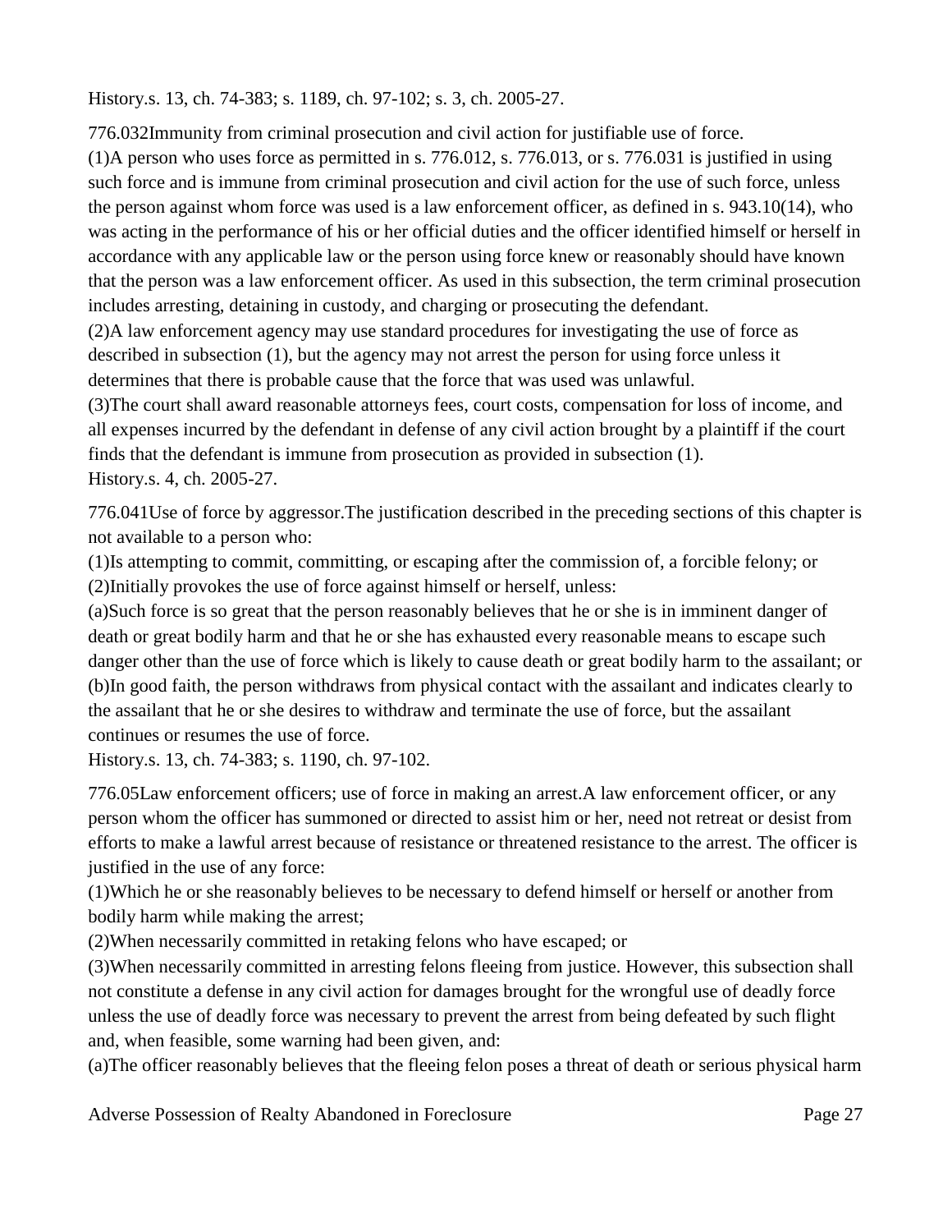History.s. 13, ch. 74-383; s. 1189, ch. 97-102; s. 3, ch. 2005-27.

776.032Immunity from criminal prosecution and civil action for justifiable use of force.
(1)A person who uses force as permitted in s. 776.012, s. 776.013, or s. 776.031 is justified in using such force and is immune from criminal prosecution and civil action for the use of such force, unless the person against whom force was used is a law enforcement officer, as defined in s. 943.10(14), who was acting in the performance of his or her official duties and the officer identified himself or herself in accordance with any applicable law or the person using force knew or reasonably should have known that the person was a law enforcement officer. As used in this subsection, the term criminal prosecution includes arresting, detaining in custody, and charging or prosecuting the defendant.
(2)A law enforcement agency may use standard procedures for investigating the use of force as described in subsection (1), but the agency may not arrest the person for using force unless it determines that there is probable cause that the force that was used was unlawful.
(3)The court shall award reasonable attorneys fees, court costs, compensation for loss of income, and all expenses incurred by the defendant in defense of any civil action brought by a plaintiff if the court finds that the defendant is immune from prosecution as provided in subsection (1).
History.s. 4, ch. 2005-27.

776.041Use of force by aggressor.The justification described in the preceding sections of this chapter is not available to a person who:
(1)Is attempting to commit, committing, or escaping after the commission of, a forcible felony; or
(2)Initially provokes the use of force against himself or herself, unless:
(a)Such force is so great that the person reasonably believes that he or she is in imminent danger of death or great bodily harm and that he or she has exhausted every reasonable means to escape such danger other than the use of force which is likely to cause death or great bodily harm to the assailant; or
(b)In good faith, the person withdraws from physical contact with the assailant and indicates clearly to the assailant that he or she desires to withdraw and terminate the use of force, but the assailant continues or resumes the use of force.
History.s. 13, ch. 74-383; s. 1190, ch. 97-102.

776.05Law enforcement officers; use of force in making an arrest.A law enforcement officer, or any person whom the officer has summoned or directed to assist him or her, need not retreat or desist from efforts to make a lawful arrest because of resistance or threatened resistance to the arrest. The officer is justified in the use of any force:
(1)Which he or she reasonably believes to be necessary to defend himself or herself or another from bodily harm while making the arrest;
(2)When necessarily committed in retaking felons who have escaped; or
(3)When necessarily committed in arresting felons fleeing from justice. However, this subsection shall not constitute a defense in any civil action for damages brought for the wrongful use of deadly force unless the use of deadly force was necessary to prevent the arrest from being defeated by such flight and, when feasible, some warning had been given, and:
(a)The officer reasonably believes that the fleeing felon poses a threat of death or serious physical harm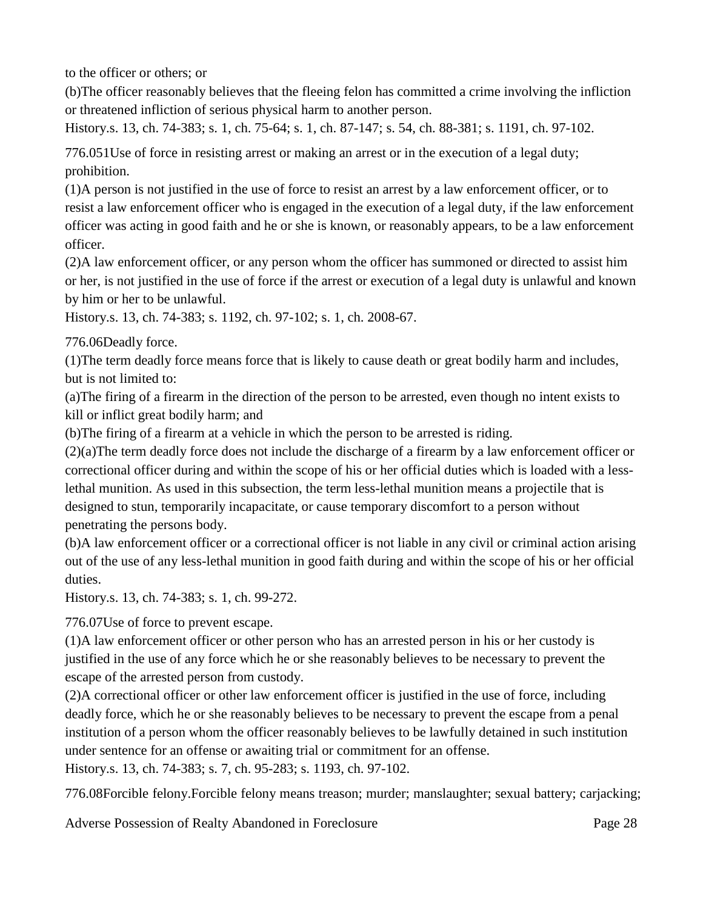to the officer or others; or

(b)The officer reasonably believes that the fleeing felon has committed a crime involving the infliction or threatened infliction of serious physical harm to another person.

History.s. 13, ch. 74-383; s. 1, ch. 75-64; s. 1, ch. 87-147; s. 54, ch. 88-381; s. 1191, ch. 97-102.

776.051Use of force in resisting arrest or making an arrest or in the execution of a legal duty; prohibition.

(1)A person is not justified in the use of force to resist an arrest by a law enforcement officer, or to resist a law enforcement officer who is engaged in the execution of a legal duty, if the law enforcement officer was acting in good faith and he or she is known, or reasonably appears, to be a law enforcement officer.

(2)A law enforcement officer, or any person whom the officer has summoned or directed to assist him or her, is not justified in the use of force if the arrest or execution of a legal duty is unlawful and known by him or her to be unlawful.

History.s. 13, ch. 74-383; s. 1192, ch. 97-102; s. 1, ch. 2008-67.

776.06Deadly force.

(1)The term deadly force means force that is likely to cause death or great bodily harm and includes, but is not limited to:

(a)The firing of a firearm in the direction of the person to be arrested, even though no intent exists to kill or inflict great bodily harm; and

(b)The firing of a firearm at a vehicle in which the person to be arrested is riding.

(2)(a)The term deadly force does not include the discharge of a firearm by a law enforcement officer or correctional officer during and within the scope of his or her official duties which is loaded with a less-lethal munition. As used in this subsection, the term less-lethal munition means a projectile that is designed to stun, temporarily incapacitate, or cause temporary discomfort to a person without penetrating the persons body.

(b)A law enforcement officer or a correctional officer is not liable in any civil or criminal action arising out of the use of any less-lethal munition in good faith during and within the scope of his or her official duties.

History.s. 13, ch. 74-383; s. 1, ch. 99-272.

776.07Use of force to prevent escape.

(1)A law enforcement officer or other person who has an arrested person in his or her custody is justified in the use of any force which he or she reasonably believes to be necessary to prevent the escape of the arrested person from custody.

(2)A correctional officer or other law enforcement officer is justified in the use of force, including deadly force, which he or she reasonably believes to be necessary to prevent the escape from a penal institution of a person whom the officer reasonably believes to be lawfully detained in such institution under sentence for an offense or awaiting trial or commitment for an offense.

History.s. 13, ch. 74-383; s. 7, ch. 95-283; s. 1193, ch. 97-102.

776.08Forcible felony.Forcible felony means treason; murder; manslaughter; sexual battery; carjacking;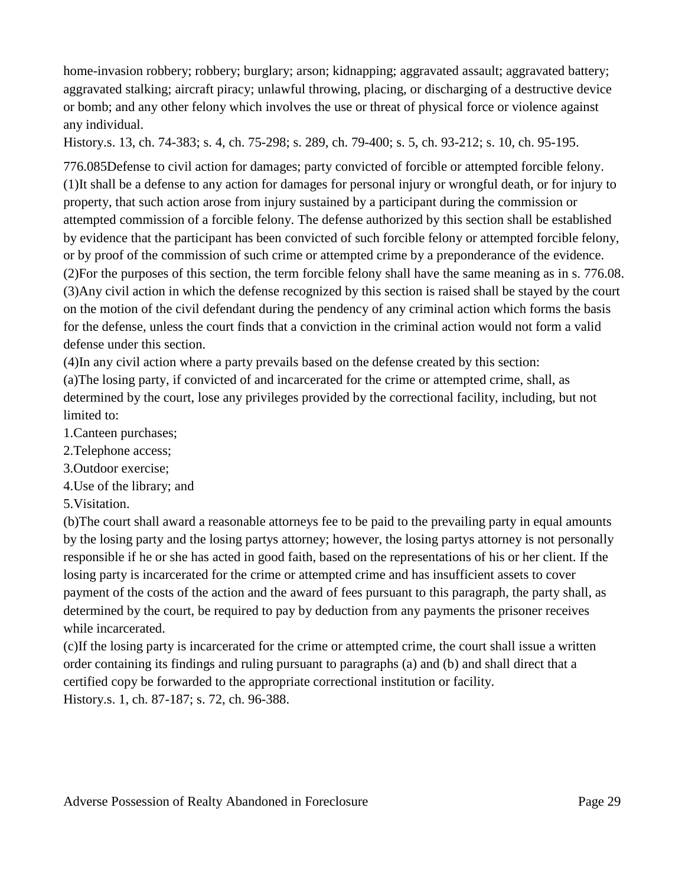home-invasion robbery; robbery; burglary; arson; kidnapping; aggravated assault; aggravated battery; aggravated stalking; aircraft piracy; unlawful throwing, placing, or discharging of a destructive device or bomb; and any other felony which involves the use or threat of physical force or violence against any individual.

History.s. 13, ch. 74-383; s. 4, ch. 75-298; s. 289, ch. 79-400; s. 5, ch. 93-212; s. 10, ch. 95-195.

776.085Defense to civil action for damages; party convicted of forcible or attempted forcible felony.

(1)It shall be a defense to any action for damages for personal injury or wrongful death, or for injury to property, that such action arose from injury sustained by a participant during the commission or attempted commission of a forcible felony. The defense authorized by this section shall be established by evidence that the participant has been convicted of such forcible felony or attempted forcible felony, or by proof of the commission of such crime or attempted crime by a preponderance of the evidence.

(2)For the purposes of this section, the term forcible felony shall have the same meaning as in s. 776.08.

(3)Any civil action in which the defense recognized by this section is raised shall be stayed by the court on the motion of the civil defendant during the pendency of any criminal action which forms the basis for the defense, unless the court finds that a conviction in the criminal action would not form a valid defense under this section.

(4)In any civil action where a party prevails based on the defense created by this section:

(a)The losing party, if convicted of and incarcerated for the crime or attempted crime, shall, as determined by the court, lose any privileges provided by the correctional facility, including, but not limited to:

1.Canteen purchases;

2.Telephone access;

3.Outdoor exercise;

4.Use of the library; and

5.Visitation.

(b)The court shall award a reasonable attorneys fee to be paid to the prevailing party in equal amounts by the losing party and the losing partys attorney; however, the losing partys attorney is not personally responsible if he or she has acted in good faith, based on the representations of his or her client. If the losing party is incarcerated for the crime or attempted crime and has insufficient assets to cover payment of the costs of the action and the award of fees pursuant to this paragraph, the party shall, as determined by the court, be required to pay by deduction from any payments the prisoner receives while incarcerated.

(c)If the losing party is incarcerated for the crime or attempted crime, the court shall issue a written order containing its findings and ruling pursuant to paragraphs (a) and (b) and shall direct that a certified copy be forwarded to the appropriate correctional institution or facility.

History.s. 1, ch. 87-187; s. 72, ch. 96-388.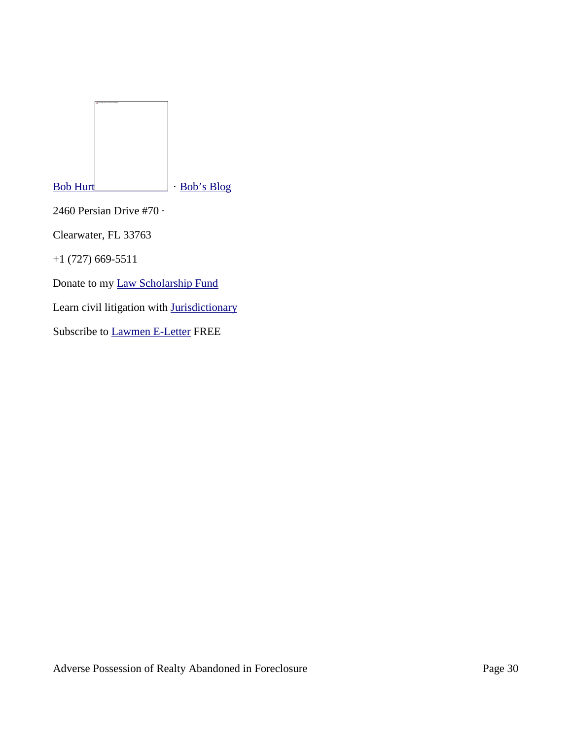Bob Hurt · Bob's Blog

2460 Persian Drive #70 ·

Clearwater, FL 33763

+1 (727) 669-5511

Donate to my Law Scholarship Fund

Learn civil litigation with Jurisdictionary

Subscribe to Lawmen E-Letter FREE